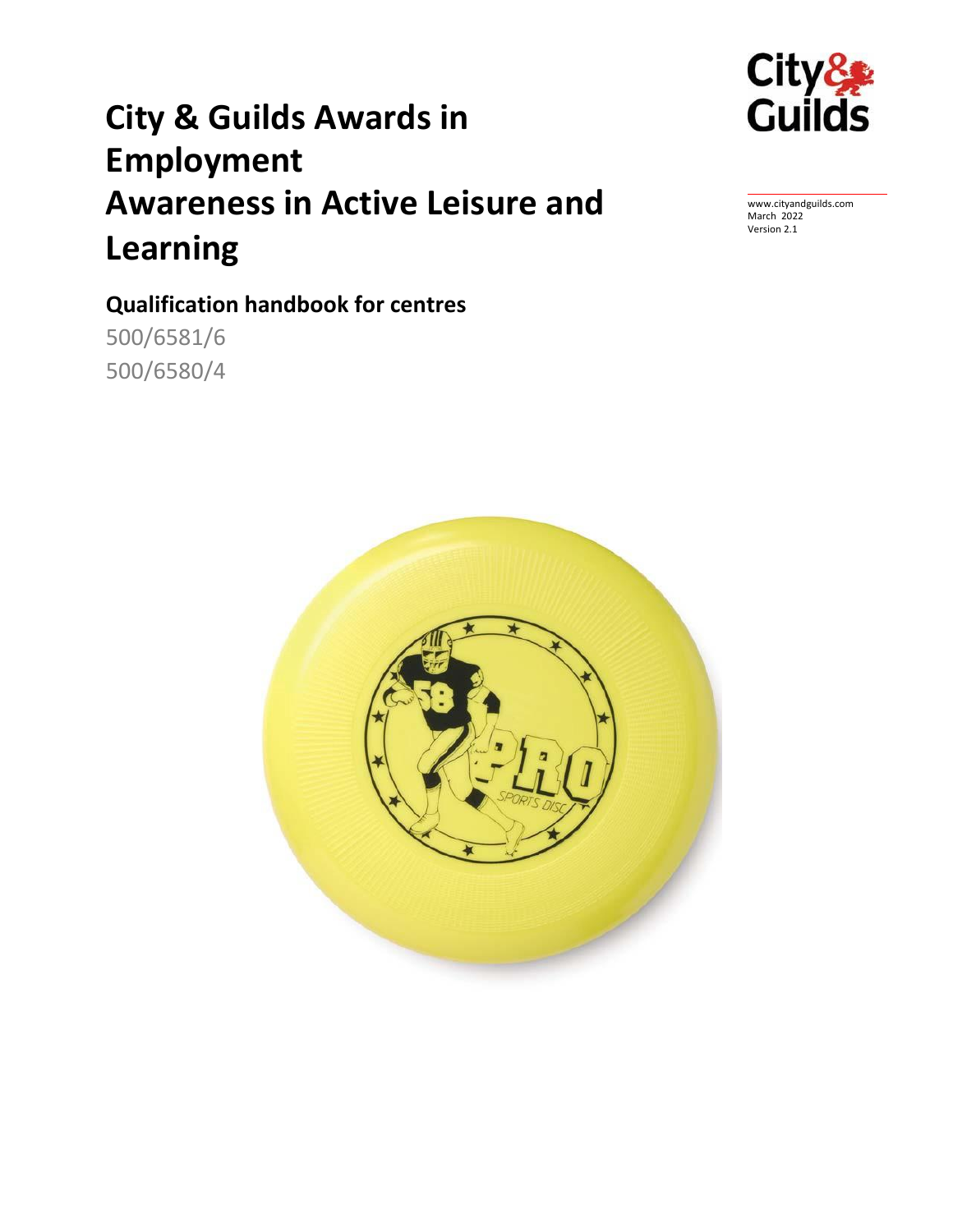# City & Guilds Awards in Employment Awareness in Active Leisure and Learning

www.cityandguilds.com
March 2022
Version 2.1

## Qualification handbook for centres

500/6581/6
500/6580/4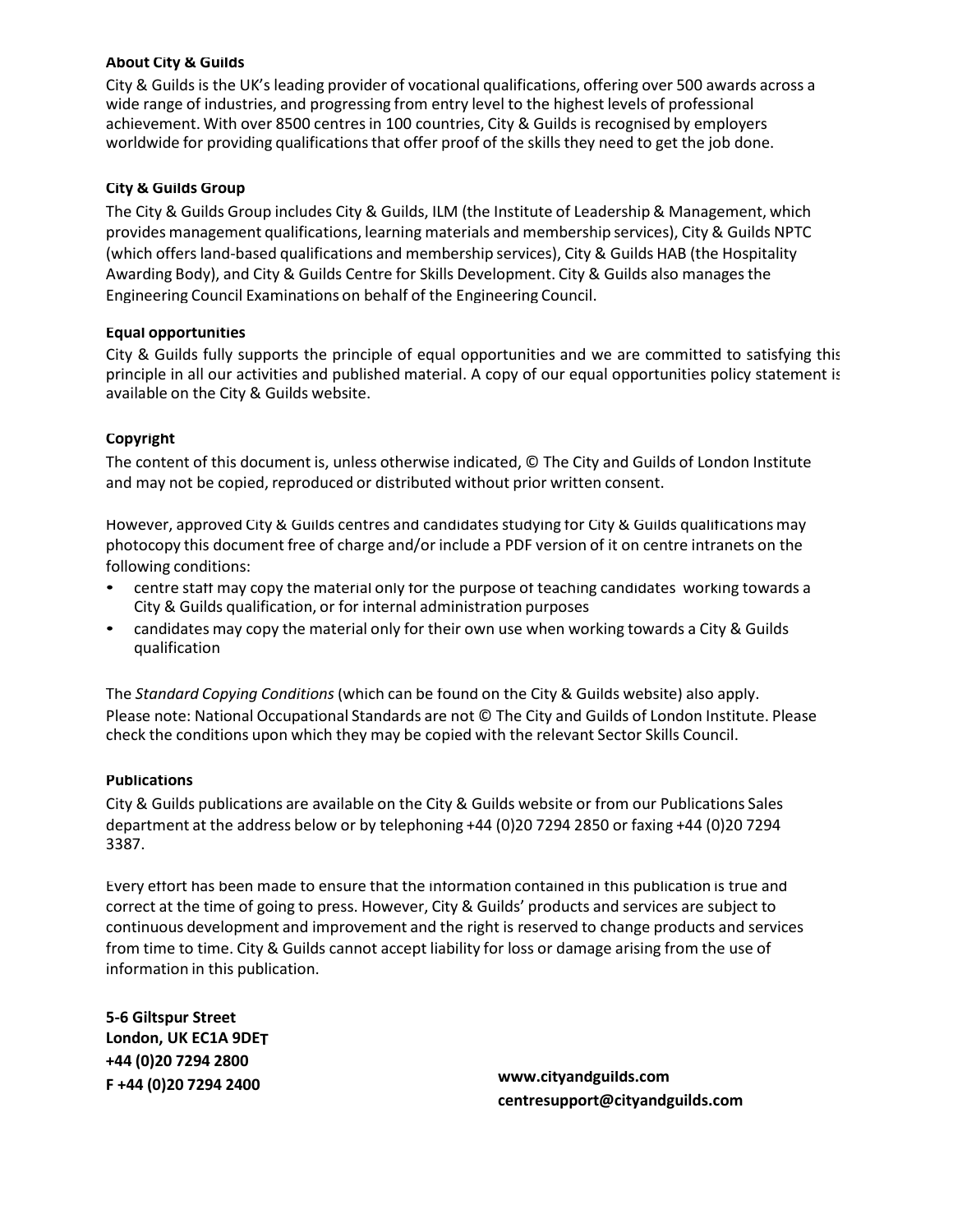## About City & Guilds

City & Guilds is the UK's leading provider of vocational qualifications, offering over 500 awards across a wide range of industries, and progressing from entry level to the highest levels of professional achievement. With over 8500 centres in 100 countries, City & Guilds is recognised by employers worldwide for providing qualifications that offer proof of the skills they need to get the job done.

## City & Guilds Group

The City & Guilds Group includes City & Guilds, ILM (the Institute of Leadership & Management, which provides management qualifications, learning materials and membership services), City & Guilds NPTC (which offers land-based qualifications and membership services), City & Guilds HAB (the Hospitality Awarding Body), and City & Guilds Centre for Skills Development. City & Guilds also manages the Engineering Council Examinations on behalf of the Engineering Council.

## Equal opportunities

City & Guilds fully supports the principle of equal opportunities and we are committed to satisfying this principle in all our activities and published material. A copy of our equal opportunities policy statement is available on the City & Guilds website.

## Copyright

The content of this document is, unless otherwise indicated, © The City and Guilds of London Institute and may not be copied, reproduced or distributed without prior written consent.

However, approved City & Guilds centres and candidates studying for City & Guilds qualifications may photocopy this document free of charge and/or include a PDF version of it on centre intranets on the following conditions:

- centre staff may copy the material only for the purpose of teaching candidates working towards a City & Guilds qualification, or for internal administration purposes
- candidates may copy the material only for their own use when working towards a City & Guilds qualification

The *Standard Copying Conditions* (which can be found on the City & Guilds website) also apply.
Please note: National Occupational Standards are not © The City and Guilds of London Institute. Please check the conditions upon which they may be copied with the relevant Sector Skills Council.

## Publications

City & Guilds publications are available on the City & Guilds website or from our Publications Sales department at the address below or by telephoning +44 (0)20 7294 2850 or faxing +44 (0)20 7294 3387.

Every effort has been made to ensure that the information contained in this publication is true and correct at the time of going to press. However, City & Guilds' products and services are subject to continuous development and improvement and the right is reserved to change products and services from time to time. City & Guilds cannot accept liability for loss or damage arising from the use of information in this publication.

**5-6 Giltspur Street**
**London, UK EC1A 9DET**
**+44 (0)20 7294 2800**
**F +44 (0)20 7294 2400**

**www.cityandguilds.com**
**centresupport@cityandguilds.com**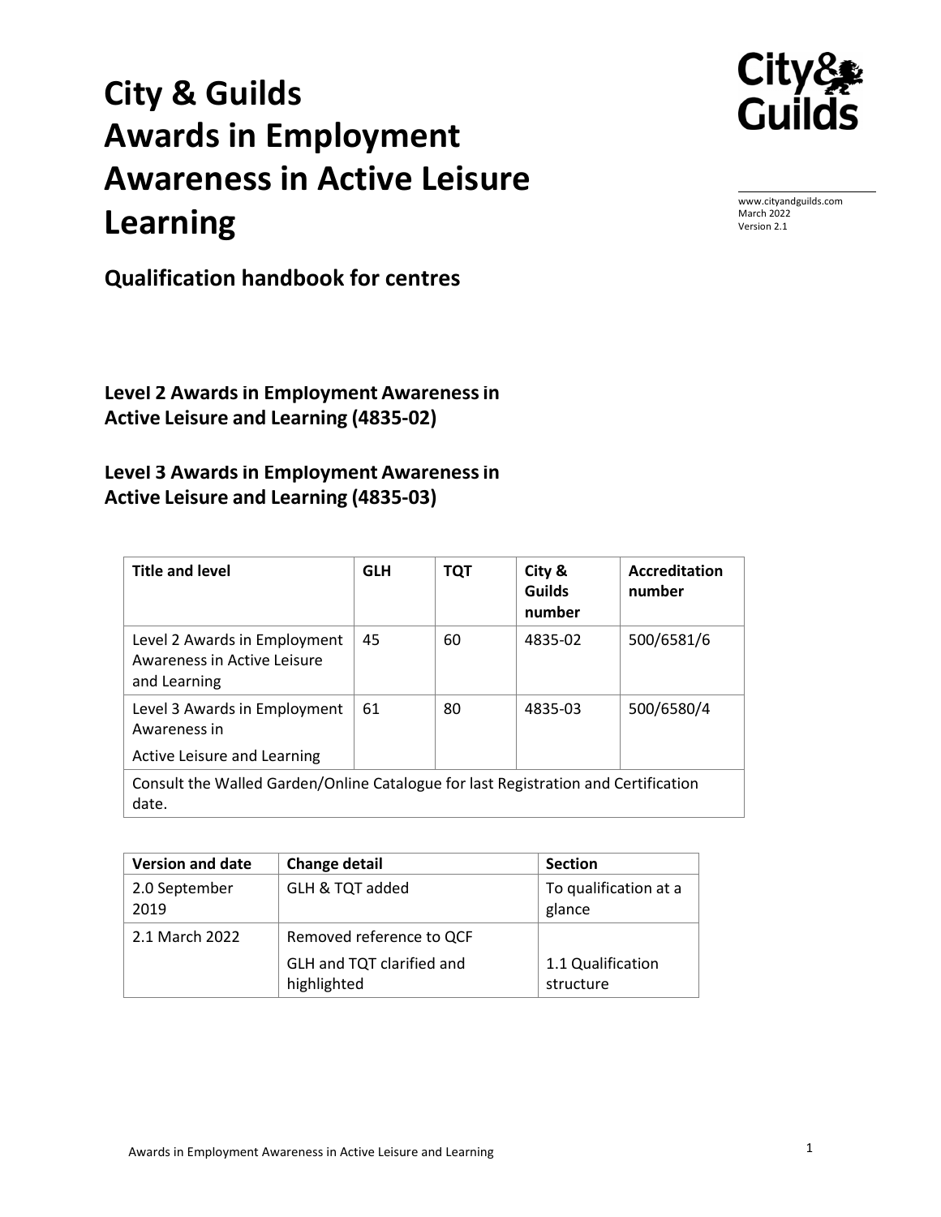# City & Guilds
# Awards in Employment Awareness in Active Leisure Learning

www.cityandguilds.com
March 2022
Version 2.1

## Qualification handbook for centres

### Level 2 Awards in Employment Awareness in Active Leisure and Learning (4835-02)

### Level 3 Awards in Employment Awareness in Active Leisure and Learning (4835-03)

| Title and level | GLH | TQT | City & Guilds number | Accreditation number |
|---|---|---|---|---|
| Level 2 Awards in Employment Awareness in Active Leisure and Learning | 45 | 60 | 4835-02 | 500/6581/6 |
| Level 3 Awards in Employment Awareness in Active Leisure and Learning | 61 | 80 | 4835-03 | 500/6580/4 |
| Consult the Walled Garden/Online Catalogue for last Registration and Certification date. | | | | |

| Version and date | Change detail | Section |
|---|---|---|
| 2.0 September 2019 | GLH & TQT added | To qualification at a glance |
| 2.1 March 2022 | Removed reference to QCF<br>GLH and TQT clarified and highlighted | 1.1 Qualification structure |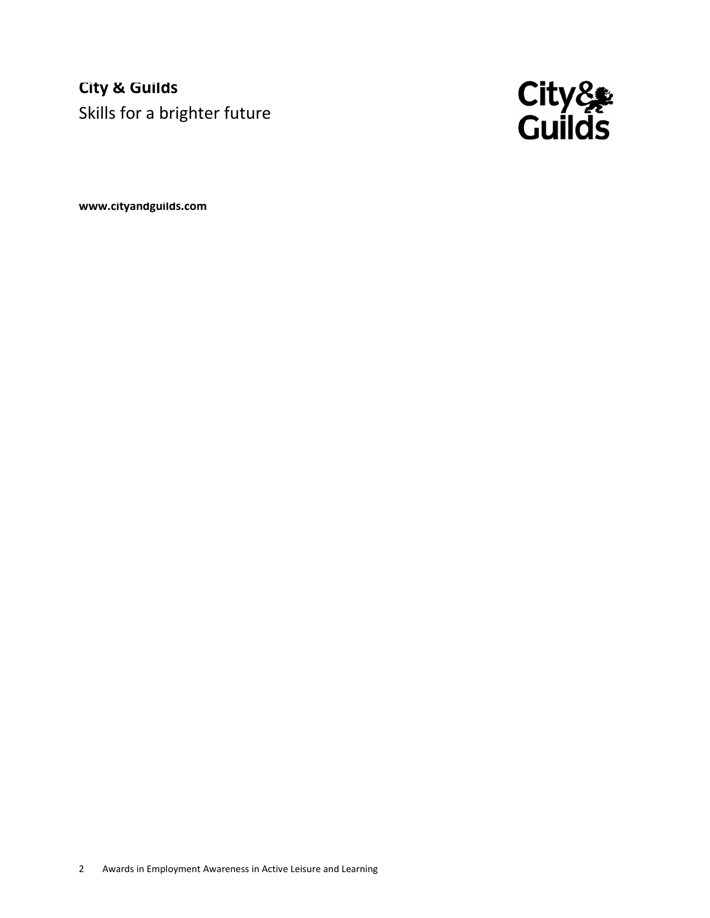**City & Guilds**
Skills for a brighter future

**www.cityandguilds.com**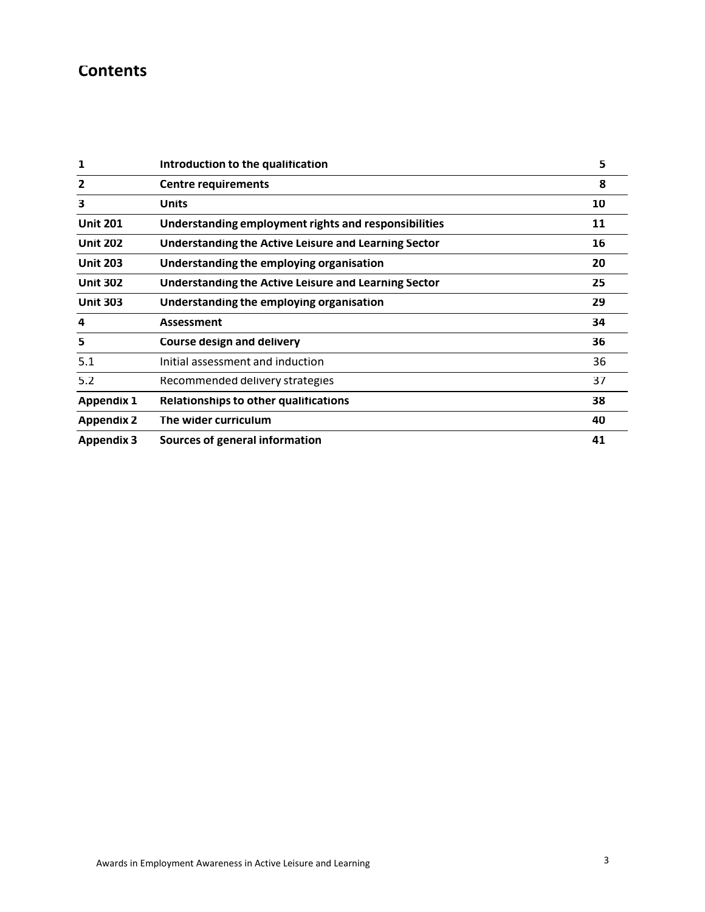# Contents

| | | |
|---|---|---|
| **1** | **Introduction to the qualification** | **5** |
| **2** | **Centre requirements** | **8** |
| **3** | **Units** | **10** |
| **Unit 201** | **Understanding employment rights and responsibilities** | **11** |
| **Unit 202** | **Understanding the Active Leisure and Learning Sector** | **16** |
| **Unit 203** | **Understanding the employing organisation** | **20** |
| **Unit 302** | **Understanding the Active Leisure and Learning Sector** | **25** |
| **Unit 303** | **Understanding the employing organisation** | **29** |
| **4** | **Assessment** | **34** |
| **5** | **Course design and delivery** | **36** |
| 5.1 | Initial assessment and induction | 36 |
| 5.2 | Recommended delivery strategies | 37 |
| **Appendix 1** | **Relationships to other qualifications** | **38** |
| **Appendix 2** | **The wider curriculum** | **40** |
| **Appendix 3** | **Sources of general information** | **41** |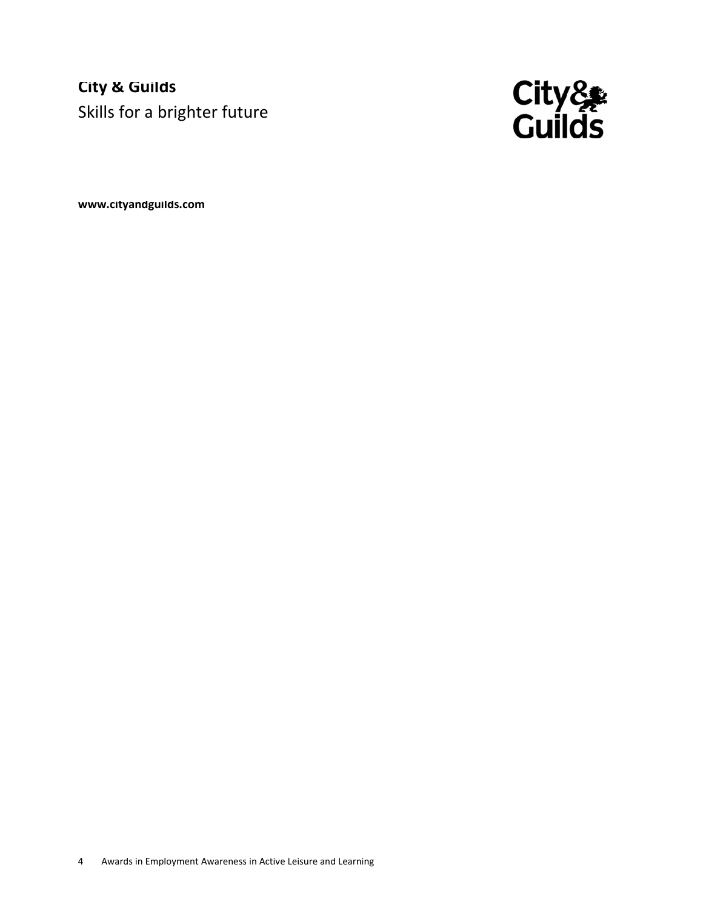**City & Guilds**
Skills for a brighter future

**www.cityandguilds.com**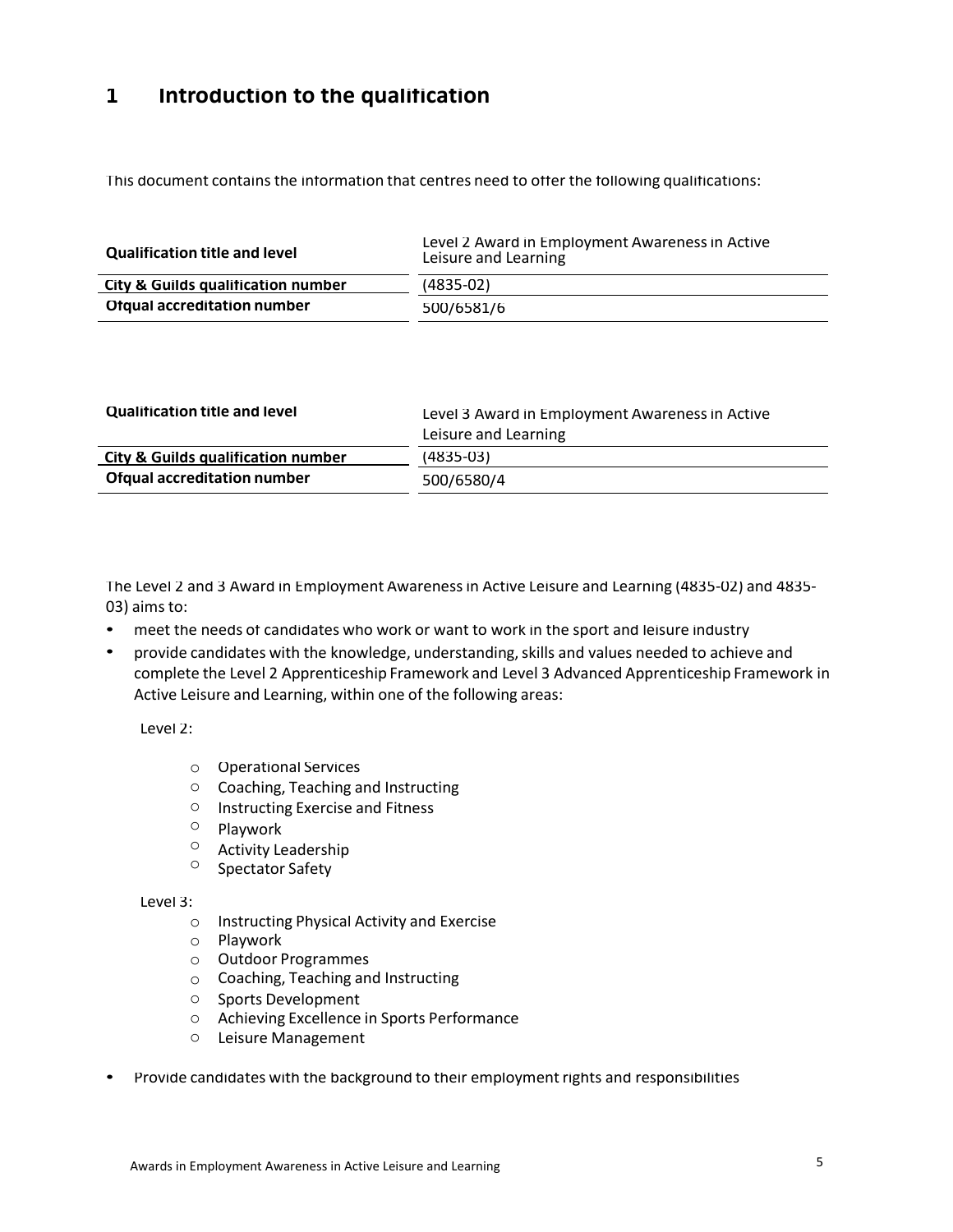# 1 Introduction to the qualification

This document contains the information that centres need to offer the following qualifications:

| **Qualification title and level** | Level 2 Award in Employment Awareness in Active Leisure and Learning |
|---|---|
| **City & Guilds qualification number** | (4835-02) |
| **Ofqual accreditation number** | 500/6581/6 |

| **Qualification title and level** | Level 3 Award in Employment Awareness in Active Leisure and Learning |
|---|---|
| **City & Guilds qualification number** | (4835-03) |
| **Ofqual accreditation number** | 500/6580/4 |

The Level 2 and 3 Award in Employment Awareness in Active Leisure and Learning (4835-02) and 4835-03) aims to:

- meet the needs of candidates who work or want to work in the sport and leisure industry
- provide candidates with the knowledge, understanding, skills and values needed to achieve and complete the Level 2 Apprenticeship Framework and Level 3 Advanced Apprenticeship Framework in Active Leisure and Learning, within one of the following areas:

  Level 2:

  - Operational Services
  - Coaching, Teaching and Instructing
  - Instructing Exercise and Fitness
  - Playwork
  - Activity Leadership
  - Spectator Safety

  Level 3:

  - Instructing Physical Activity and Exercise
  - Playwork
  - Outdoor Programmes
  - Coaching, Teaching and Instructing
  - Sports Development
  - Achieving Excellence in Sports Performance
  - Leisure Management

- Provide candidates with the background to their employment rights and responsibilities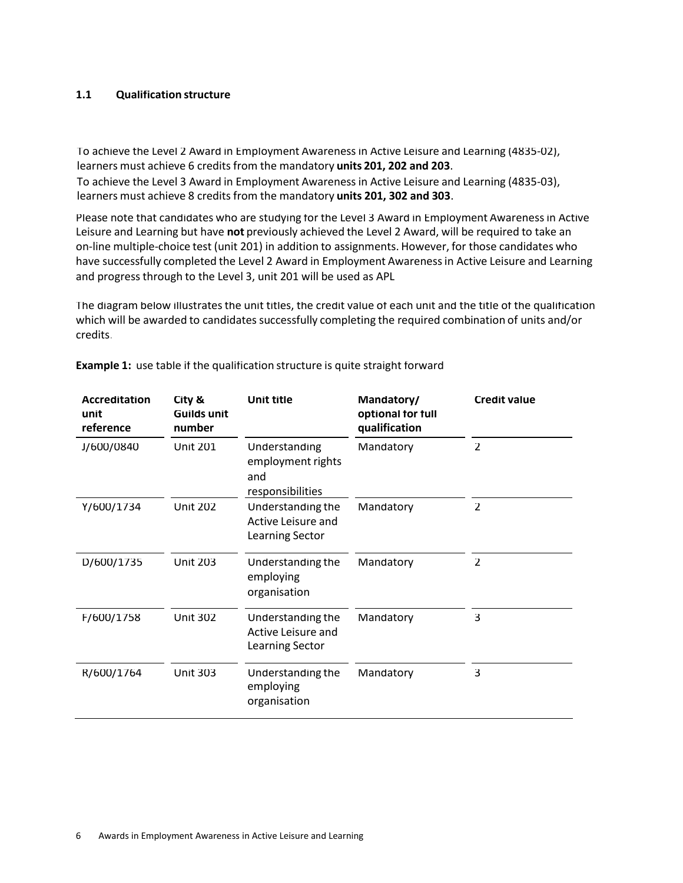## 1.1 Qualification structure

To achieve the Level 2 Award in Employment Awareness in Active Leisure and Learning (4835-02), learners must achieve 6 credits from the mandatory **units 201, 202 and 203**.

To achieve the Level 3 Award in Employment Awareness in Active Leisure and Learning (4835-03), learners must achieve 8 credits from the mandatory **units 201, 302 and 303**.

Please note that candidates who are studying for the Level 3 Award in Employment Awareness in Active Leisure and Learning but have **not** previously achieved the Level 2 Award, will be required to take an on-line multiple-choice test (unit 201) in addition to assignments. However, for those candidates who have successfully completed the Level 2 Award in Employment Awareness in Active Leisure and Learning and progress through to the Level 3, unit 201 will be used as APL

The diagram below illustrates the unit titles, the credit value of each unit and the title of the qualification which will be awarded to candidates successfully completing the required combination of units and/or credits.

**Example 1:** use table if the qualification structure is quite straight forward

| Accreditation unit reference | City & Guilds unit number | Unit title | Mandatory/ optional for full qualification | Credit value |
|---|---|---|---|---|
| J/600/0840 | Unit 201 | Understanding employment rights and responsibilities | Mandatory | 2 |
| Y/600/1734 | Unit 202 | Understanding the Active Leisure and Learning Sector | Mandatory | 2 |
| D/600/1735 | Unit 203 | Understanding the employing organisation | Mandatory | 2 |
| F/600/1758 | Unit 302 | Understanding the Active Leisure and Learning Sector | Mandatory | 3 |
| R/600/1764 | Unit 303 | Understanding the employing organisation | Mandatory | 3 |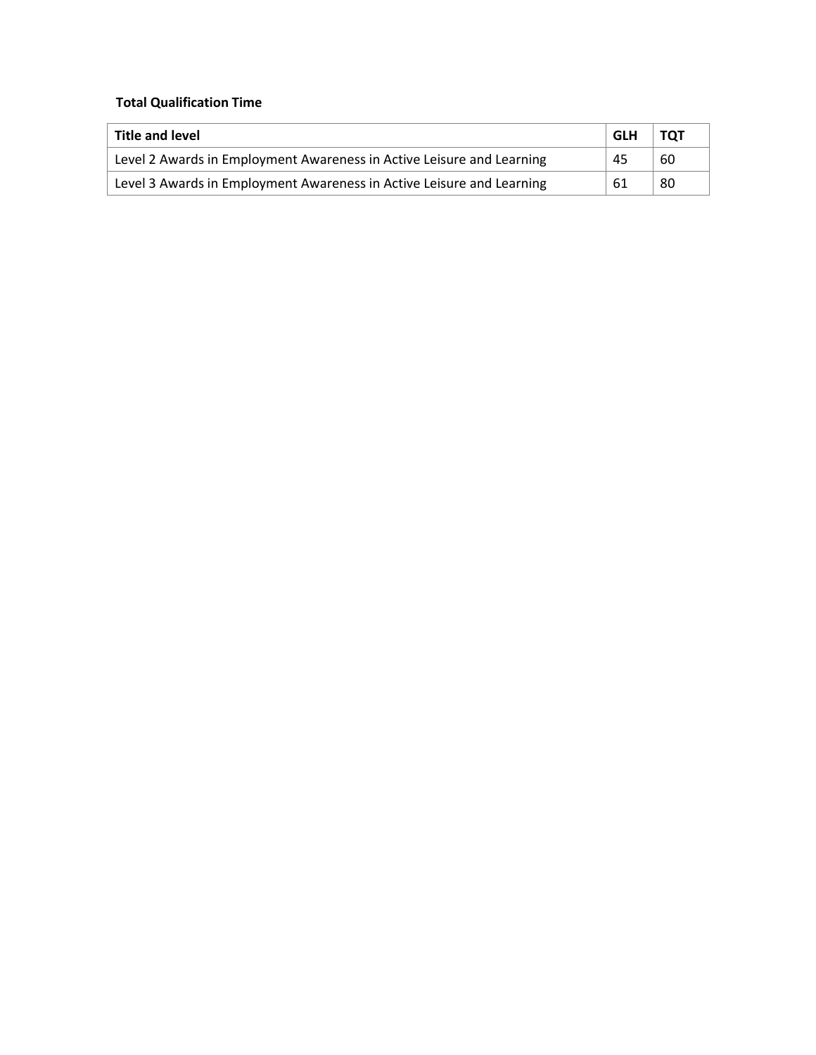**Total Qualification Time**

| Title and level | GLH | TQT |
|---|---|---|
| Level 2 Awards in Employment Awareness in Active Leisure and Learning | 45 | 60 |
| Level 3 Awards in Employment Awareness in Active Leisure and Learning | 61 | 80 |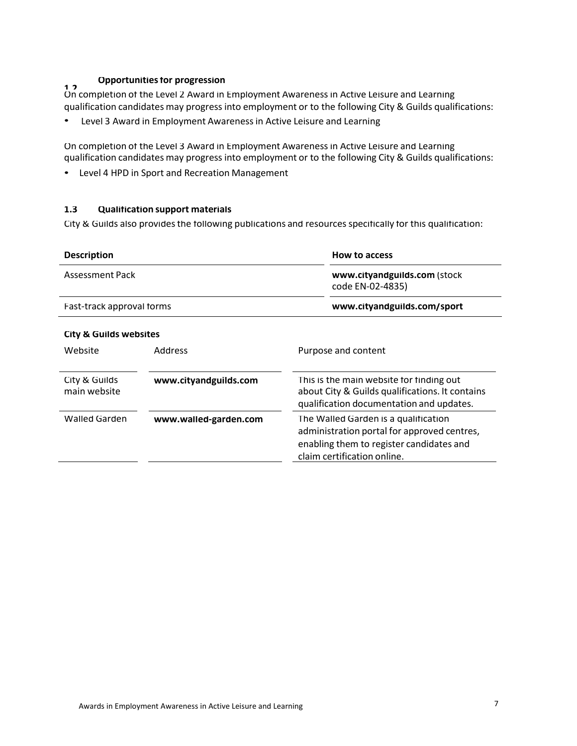## 1.2 Opportunities for progression

On completion of the Level 2 Award in Employment Awareness in Active Leisure and Learning qualification candidates may progress into employment or to the following City & Guilds qualifications:

- Level 3 Award in Employment Awareness in Active Leisure and Learning

On completion of the Level 3 Award in Employment Awareness in Active Leisure and Learning qualification candidates may progress into employment or to the following City & Guilds qualifications:

- Level 4 HPD in Sport and Recreation Management

## 1.3 Qualification support materials

City & Guilds also provides the following publications and resources specifically for this qualification:

| Description | How to access |
|---|---|
| Assessment Pack | **www.cityandguilds.com** (stock code EN-02-4835) |
| Fast-track approval forms | **www.cityandguilds.com/sport** |

**City & Guilds websites**

| Website | Address | Purpose and content |
|---|---|---|
| City & Guilds main website | **www.cityandguilds.com** | This is the main website for finding out about City & Guilds qualifications. It contains qualification documentation and updates. |
| Walled Garden | **www.walled-garden.com** | The Walled Garden is a qualification administration portal for approved centres, enabling them to register candidates and claim certification online. |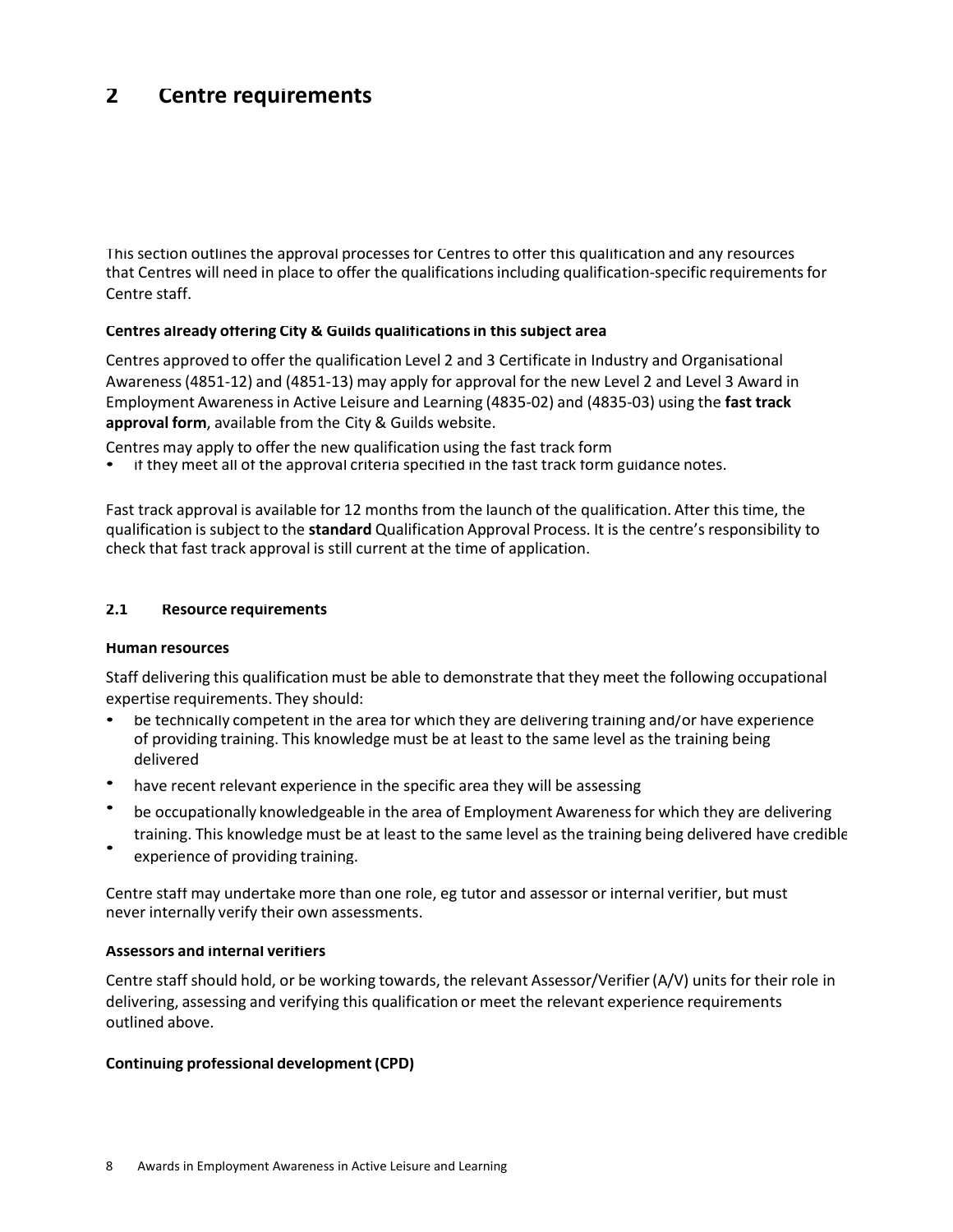# 2 Centre requirements

This section outlines the approval processes for Centres to offer this qualification and any resources that Centres will need in place to offer the qualifications including qualification-specific requirements for Centre staff.

**Centres already offering City & Guilds qualifications in this subject area**

Centres approved to offer the qualification Level 2 and 3 Certificate in Industry and Organisational Awareness (4851-12) and (4851-13) may apply for approval for the new Level 2 and Level 3 Award in Employment Awareness in Active Leisure and Learning (4835-02) and (4835-03) using the **fast track approval form**, available from the City & Guilds website.

Centres may apply to offer the new qualification using the fast track form

- if they meet all of the approval criteria specified in the fast track form guidance notes.

Fast track approval is available for 12 months from the launch of the qualification. After this time, the qualification is subject to the **standard** Qualification Approval Process. It is the centre's responsibility to check that fast track approval is still current at the time of application.

## 2.1 Resource requirements

**Human resources**

Staff delivering this qualification must be able to demonstrate that they meet the following occupational expertise requirements. They should:

- be technically competent in the area for which they are delivering training and/or have experience of providing training. This knowledge must be at least to the same level as the training being delivered
- have recent relevant experience in the specific area they will be assessing
- be occupationally knowledgeable in the area of Employment Awareness for which they are delivering training. This knowledge must be at least to the same level as the training being delivered have credible
- experience of providing training.

Centre staff may undertake more than one role, eg tutor and assessor or internal verifier, but must never internally verify their own assessments.

**Assessors and internal verifiers**

Centre staff should hold, or be working towards, the relevant Assessor/Verifier (A/V) units for their role in delivering, assessing and verifying this qualification or meet the relevant experience requirements outlined above.

**Continuing professional development (CPD)**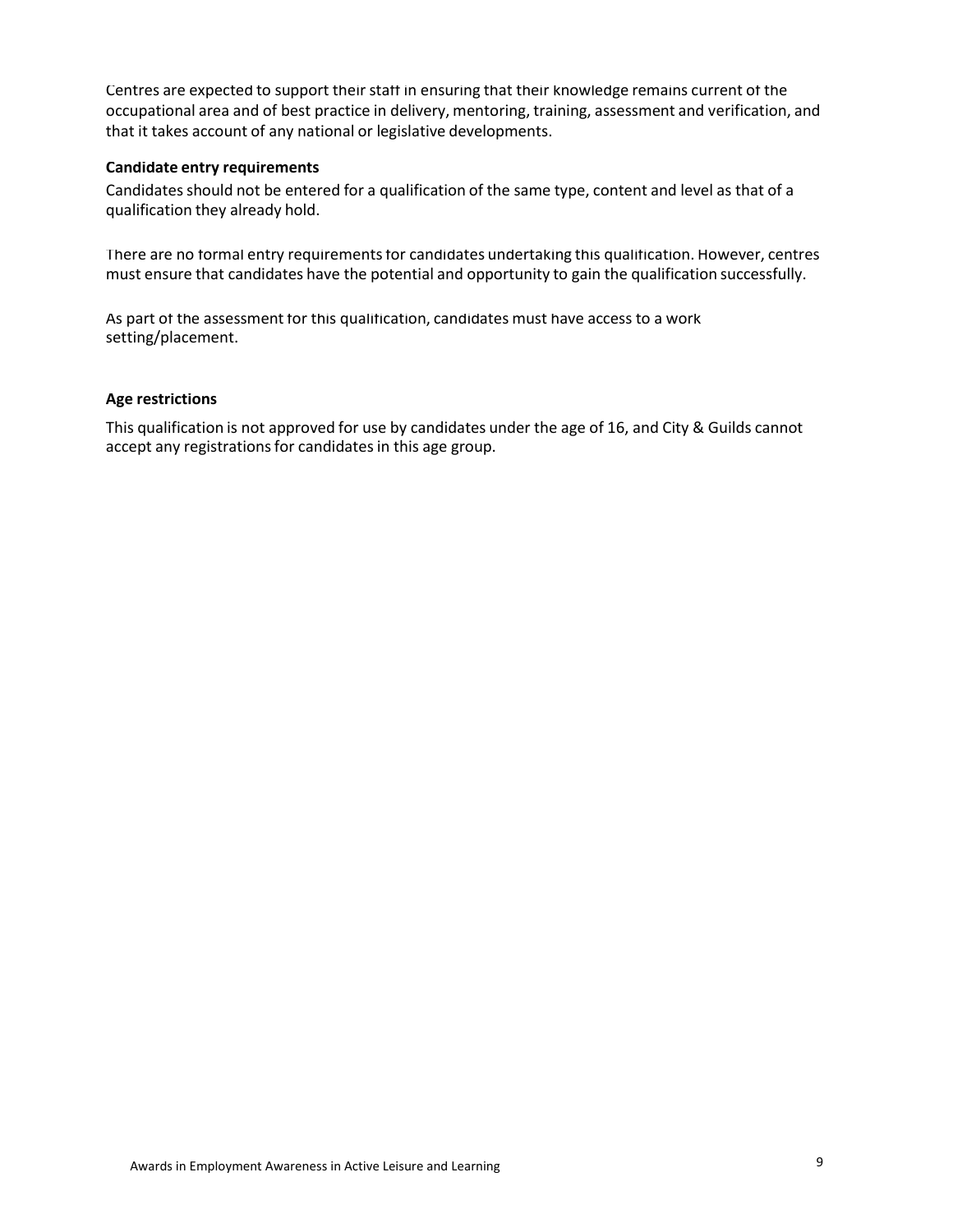Centres are expected to support their staff in ensuring that their knowledge remains current of the occupational area and of best practice in delivery, mentoring, training, assessment and verification, and that it takes account of any national or legislative developments.

**Candidate entry requirements**

Candidates should not be entered for a qualification of the same type, content and level as that of a qualification they already hold.

There are no formal entry requirements for candidates undertaking this qualification. However, centres must ensure that candidates have the potential and opportunity to gain the qualification successfully.

As part of the assessment for this qualification, candidates must have access to a work setting/placement.

**Age restrictions**

This qualification is not approved for use by candidates under the age of 16, and City & Guilds cannot accept any registrations for candidates in this age group.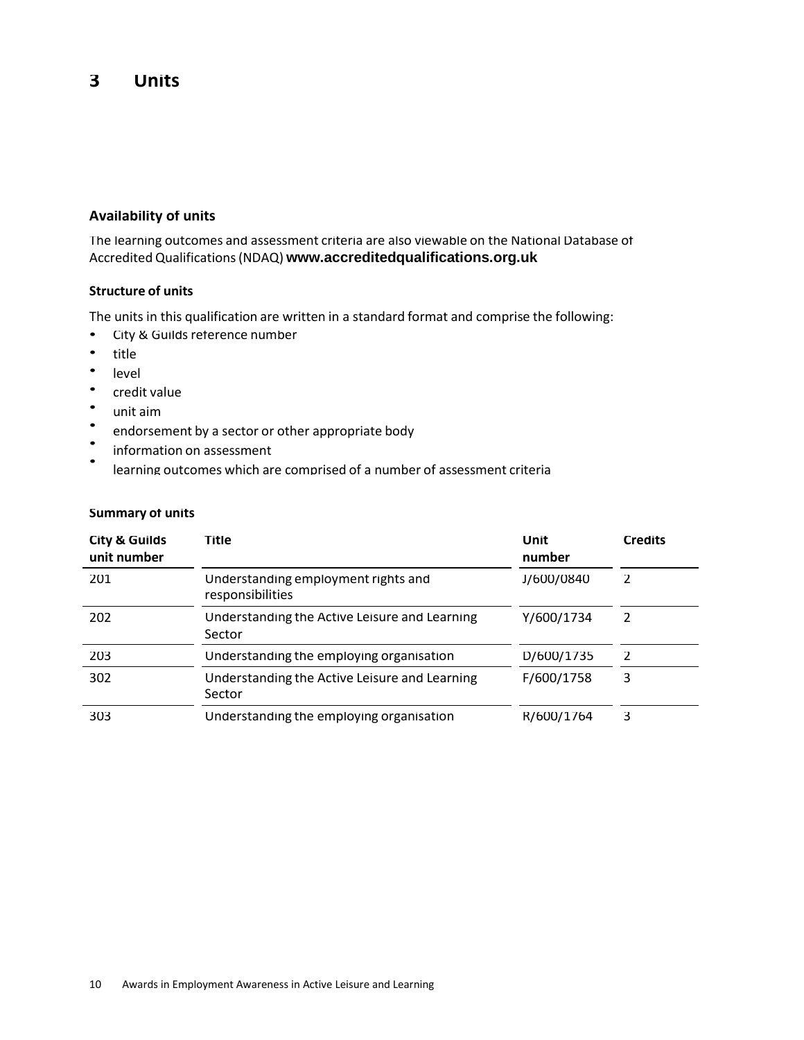# 3 Units

### Availability of units

The learning outcomes and assessment criteria are also viewable on the National Database of Accredited Qualifications (NDAQ) **www.accreditedqualifications.org.uk**

### Structure of units

The units in this qualification are written in a standard format and comprise the following:

- City & Guilds reference number
- title
- level
- credit value
- unit aim
- endorsement by a sector or other appropriate body
- information on assessment
- learning outcomes which are comprised of a number of assessment criteria

### Summary of units

| City & Guilds unit number | Title | Unit number | Credits |
|---|---|---|---|
| 201 | Understanding employment rights and responsibilities | J/600/0840 | 2 |
| 202 | Understanding the Active Leisure and Learning Sector | Y/600/1734 | 2 |
| 203 | Understanding the employing organisation | D/600/1735 | 2 |
| 302 | Understanding the Active Leisure and Learning Sector | F/600/1758 | 3 |
| 303 | Understanding the employing organisation | R/600/1764 | 3 |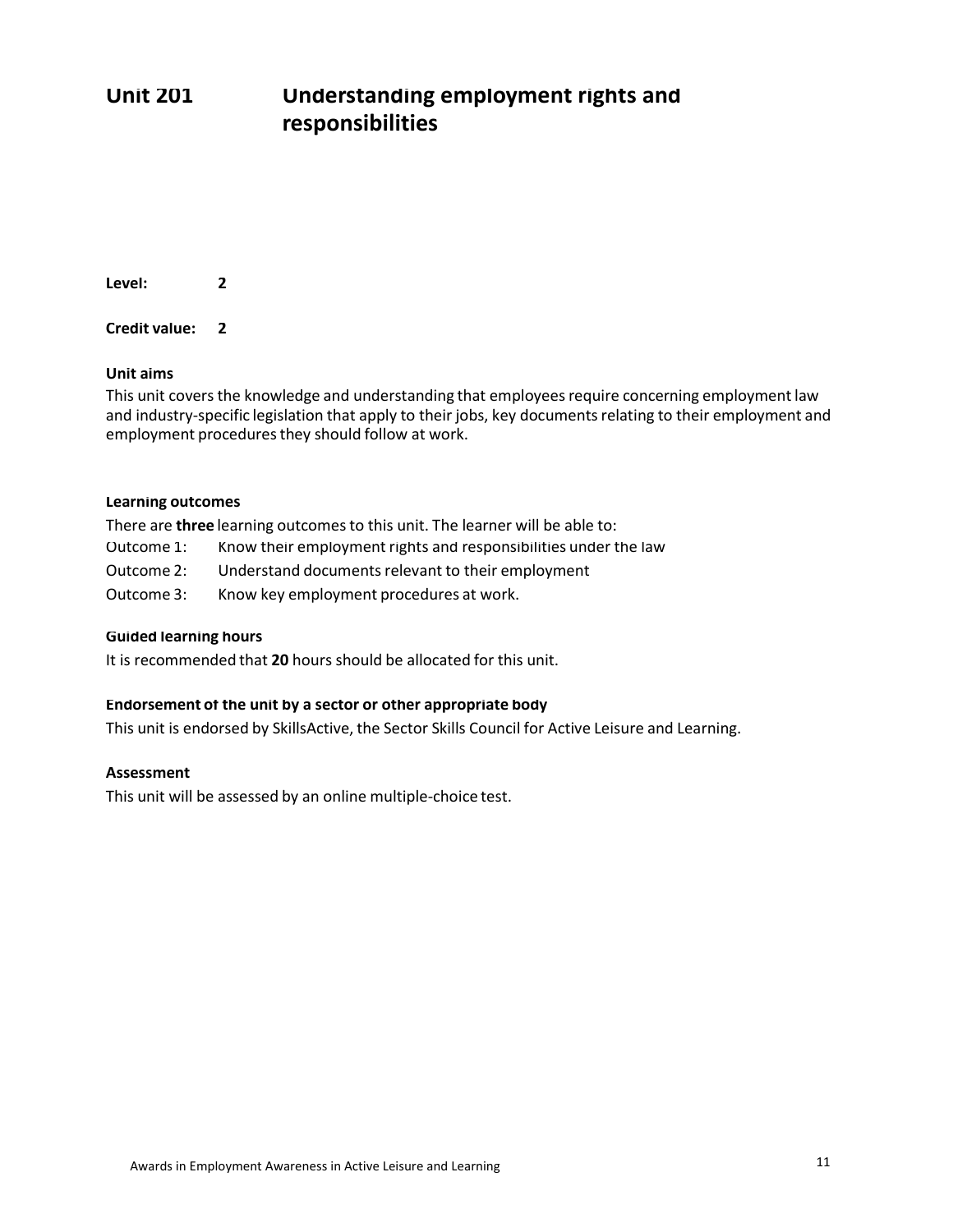# Unit 201 Understanding employment rights and responsibilities

**Level:** 2

**Credit value:** 2

**Unit aims**

This unit covers the knowledge and understanding that employees require concerning employment law and industry-specific legislation that apply to their jobs, key documents relating to their employment and employment procedures they should follow at work.

**Learning outcomes**

There are **three** learning outcomes to this unit. The learner will be able to:

Outcome 1: Know their employment rights and responsibilities under the law

Outcome 2: Understand documents relevant to their employment

Outcome 3: Know key employment procedures at work.

**Guided learning hours**

It is recommended that **20** hours should be allocated for this unit.

**Endorsement of the unit by a sector or other appropriate body**

This unit is endorsed by SkillsActive, the Sector Skills Council for Active Leisure and Learning.

**Assessment**

This unit will be assessed by an online multiple-choice test.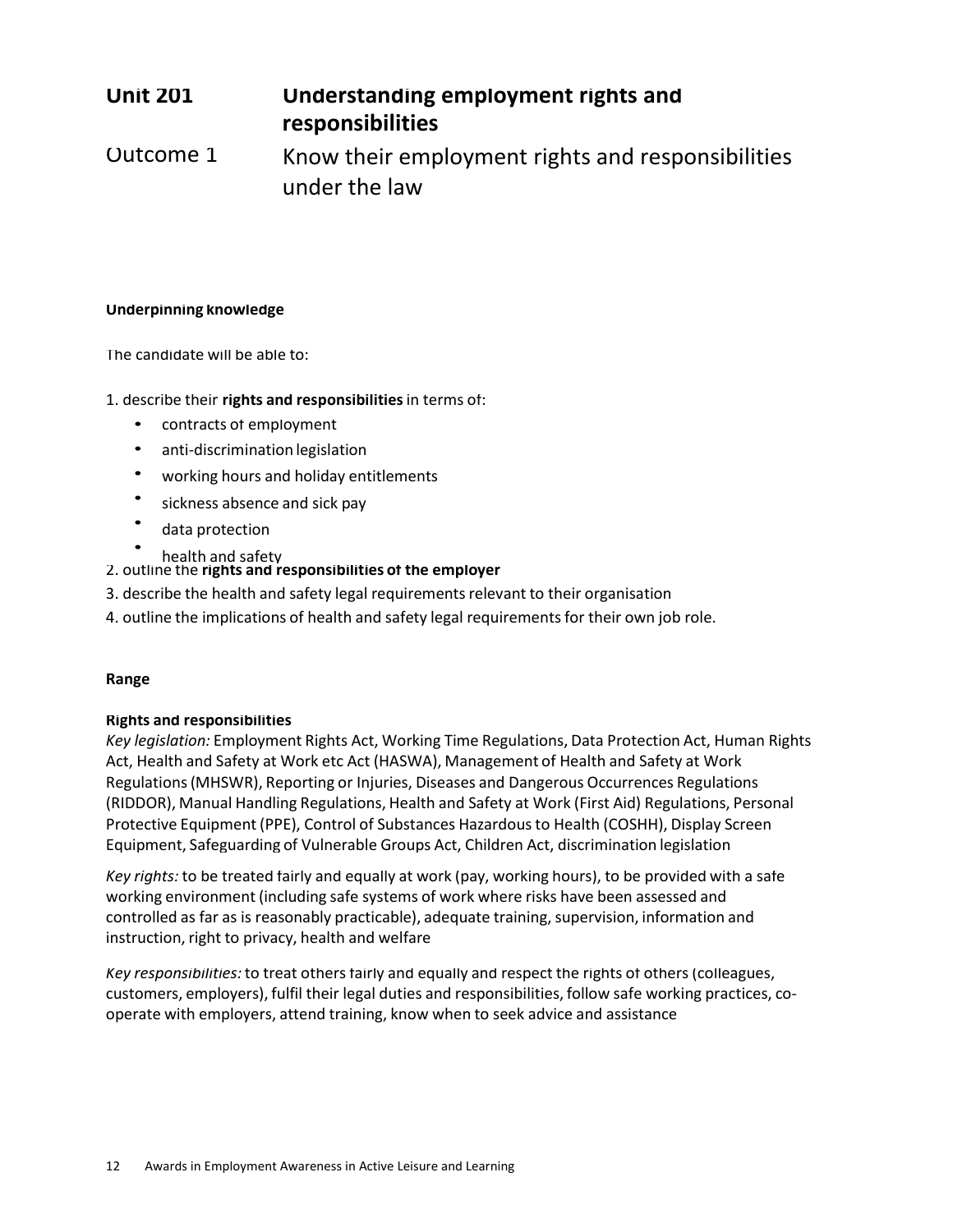## Unit 201 Understanding employment rights and responsibilities

## Outcome 1 Know their employment rights and responsibilities under the law

**Underpinning knowledge**

The candidate will be able to:

1. describe their **rights and responsibilities** in terms of:
   - contracts of employment
   - anti-discrimination legislation
   - working hours and holiday entitlements
   - sickness absence and sick pay
   - data protection
   - health and safety
2. outline the **rights and responsibilities of the employer**
3. describe the health and safety legal requirements relevant to their organisation
4. outline the implications of health and safety legal requirements for their own job role.

**Range**

**Rights and responsibilities**

*Key legislation:* Employment Rights Act, Working Time Regulations, Data Protection Act, Human Rights Act, Health and Safety at Work etc Act (HASWA), Management of Health and Safety at Work Regulations (MHSWR), Reporting or Injuries, Diseases and Dangerous Occurrences Regulations (RIDDOR), Manual Handling Regulations, Health and Safety at Work (First Aid) Regulations, Personal Protective Equipment (PPE), Control of Substances Hazardous to Health (COSHH), Display Screen Equipment, Safeguarding of Vulnerable Groups Act, Children Act, discrimination legislation

*Key rights:* to be treated fairly and equally at work (pay, working hours), to be provided with a safe working environment (including safe systems of work where risks have been assessed and controlled as far as is reasonably practicable), adequate training, supervision, information and instruction, right to privacy, health and welfare

*Key responsibilities:* to treat others fairly and equally and respect the rights of others (colleagues, customers, employers), fulfil their legal duties and responsibilities, follow safe working practices, co-operate with employers, attend training, know when to seek advice and assistance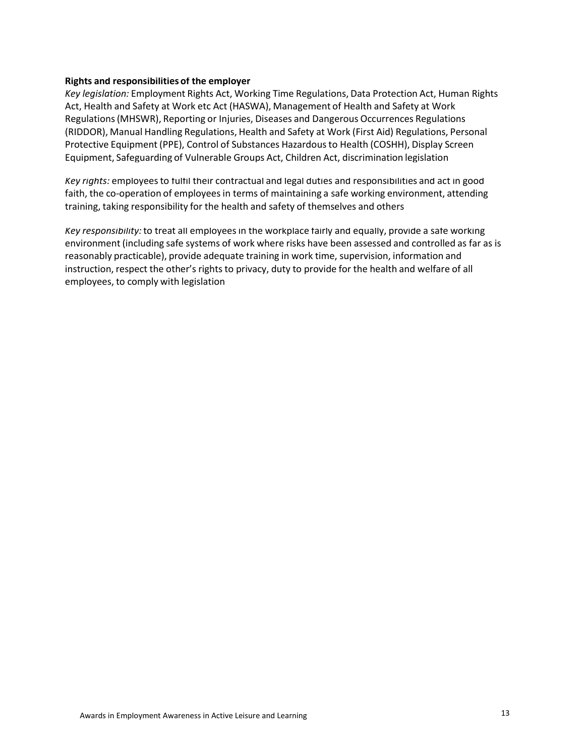**Rights and responsibilities of the employer**

*Key legislation:* Employment Rights Act, Working Time Regulations, Data Protection Act, Human Rights Act, Health and Safety at Work etc Act (HASWA), Management of Health and Safety at Work Regulations (MHSWR), Reporting or Injuries, Diseases and Dangerous Occurrences Regulations (RIDDOR), Manual Handling Regulations, Health and Safety at Work (First Aid) Regulations, Personal Protective Equipment (PPE), Control of Substances Hazardous to Health (COSHH), Display Screen Equipment, Safeguarding of Vulnerable Groups Act, Children Act, discrimination legislation

*Key rights:* employees to fulfil their contractual and legal duties and responsibilities and act in good faith, the co-operation of employees in terms of maintaining a safe working environment, attending training, taking responsibility for the health and safety of themselves and others

*Key responsibility:* to treat all employees in the workplace fairly and equally, provide a safe working environment (including safe systems of work where risks have been assessed and controlled as far as is reasonably practicable), provide adequate training in work time, supervision, information and instruction, respect the other's rights to privacy, duty to provide for the health and welfare of all employees, to comply with legislation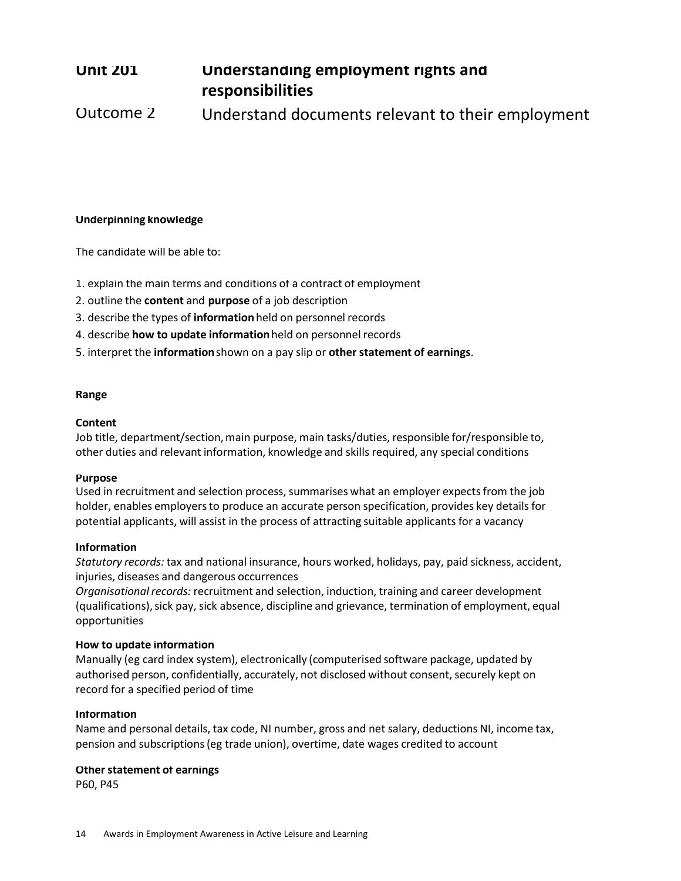# Unit 201 Understanding employment rights and responsibilities

## Outcome 2 Understand documents relevant to their employment

**Underpinning knowledge**

The candidate will be able to:

1. explain the main terms and conditions of a contract of employment
2. outline the **content** and **purpose** of a job description
3. describe the types of **information** held on personnel records
4. describe **how to update information** held on personnel records
5. interpret the **information** shown on a pay slip or **other statement of earnings**.

**Range**

**Content**
Job title, department/section, main purpose, main tasks/duties, responsible for/responsible to, other duties and relevant information, knowledge and skills required, any special conditions

**Purpose**
Used in recruitment and selection process, summarises what an employer expects from the job holder, enables employers to produce an accurate person specification, provides key details for potential applicants, will assist in the process of attracting suitable applicants for a vacancy

**Information**
*Statutory records:* tax and national insurance, hours worked, holidays, pay, paid sickness, accident, injuries, diseases and dangerous occurrences
*Organisational records:* recruitment and selection, induction, training and career development (qualifications), sick pay, sick absence, discipline and grievance, termination of employment, equal opportunities

**How to update information**
Manually (eg card index system), electronically (computerised software package, updated by authorised person, confidentially, accurately, not disclosed without consent, securely kept on record for a specified period of time

**Information**
Name and personal details, tax code, NI number, gross and net salary, deductions NI, income tax, pension and subscriptions (eg trade union), overtime, date wages credited to account

**Other statement of earnings**
P60, P45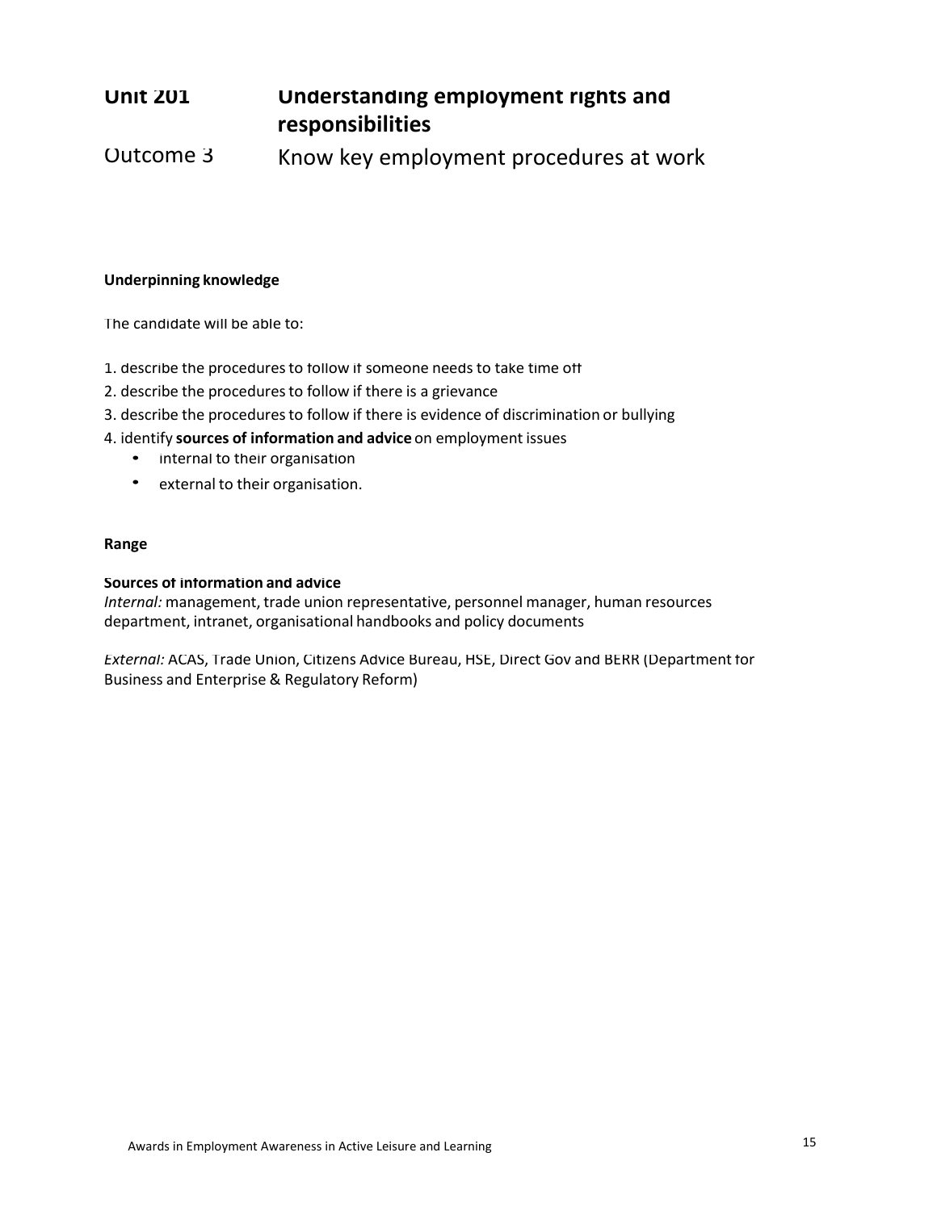# Unit 201 Understanding employment rights and responsibilities

## Outcome 3 Know key employment procedures at work

**Underpinning knowledge**

The candidate will be able to:

1. describe the procedures to follow if someone needs to take time off
2. describe the procedures to follow if there is a grievance
3. describe the procedures to follow if there is evidence of discrimination or bullying
4. identify **sources of information and advice** on employment issues
   - internal to their organisation
   - external to their organisation.

**Range**

**Sources of information and advice**
*Internal:* management, trade union representative, personnel manager, human resources department, intranet, organisational handbooks and policy documents

*External:* ACAS, Trade Union, Citizens Advice Bureau, HSE, Direct Gov and BERR (Department for Business and Enterprise & Regulatory Reform)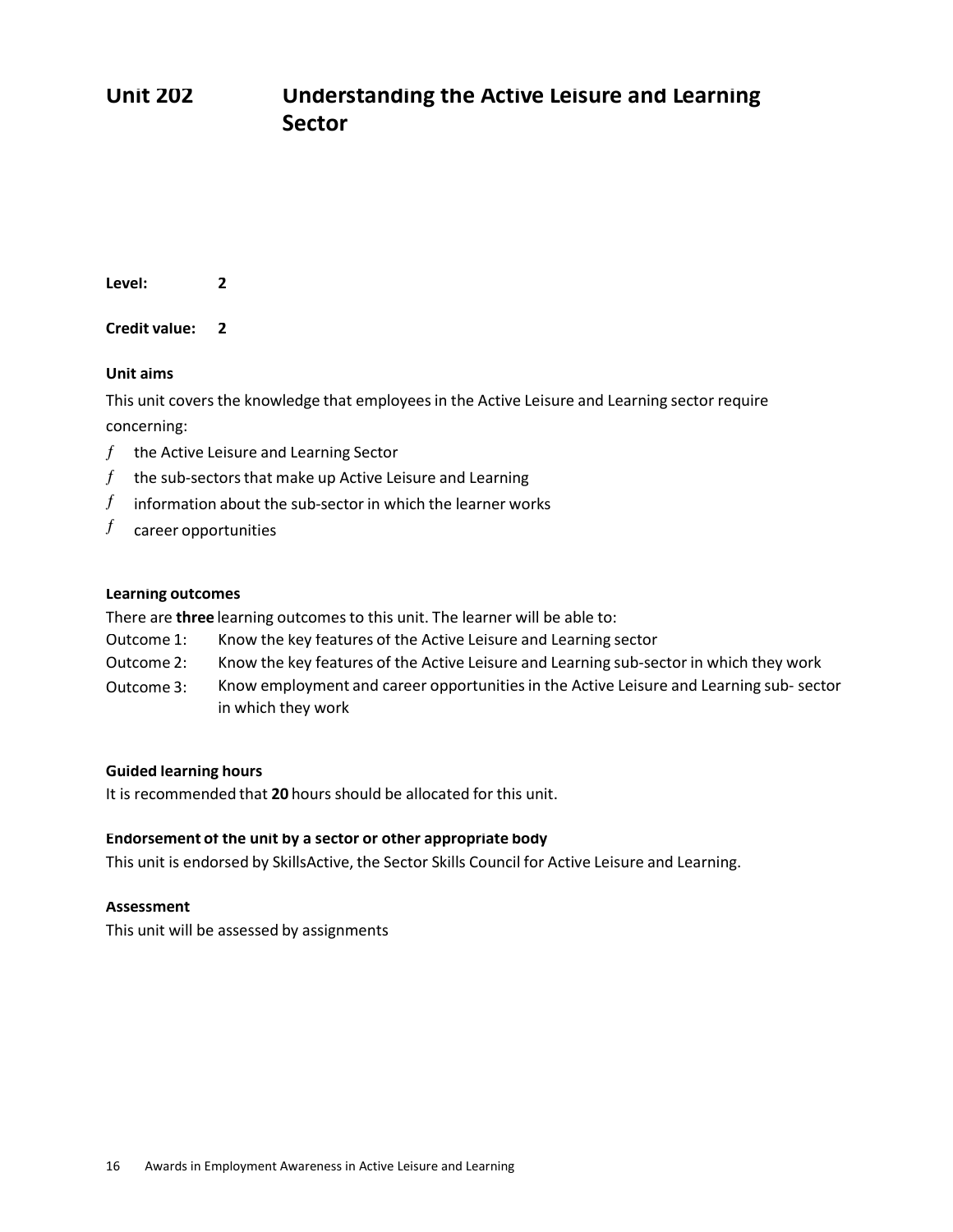# Unit 202 Understanding the Active Leisure and Learning Sector

**Level:** 2

**Credit value:** 2

**Unit aims**

This unit covers the knowledge that employees in the Active Leisure and Learning sector require concerning:

- the Active Leisure and Learning Sector
- the sub-sectors that make up Active Leisure and Learning
- information about the sub-sector in which the learner works
- career opportunities

**Learning outcomes**

There are **three** learning outcomes to this unit. The learner will be able to:

Outcome 1: Know the key features of the Active Leisure and Learning sector

Outcome 2: Know the key features of the Active Leisure and Learning sub-sector in which they work

Outcome 3: Know employment and career opportunities in the Active Leisure and Learning sub- sector in which they work

**Guided learning hours**

It is recommended that **20** hours should be allocated for this unit.

**Endorsement of the unit by a sector or other appropriate body**

This unit is endorsed by SkillsActive, the Sector Skills Council for Active Leisure and Learning.

**Assessment**

This unit will be assessed by assignments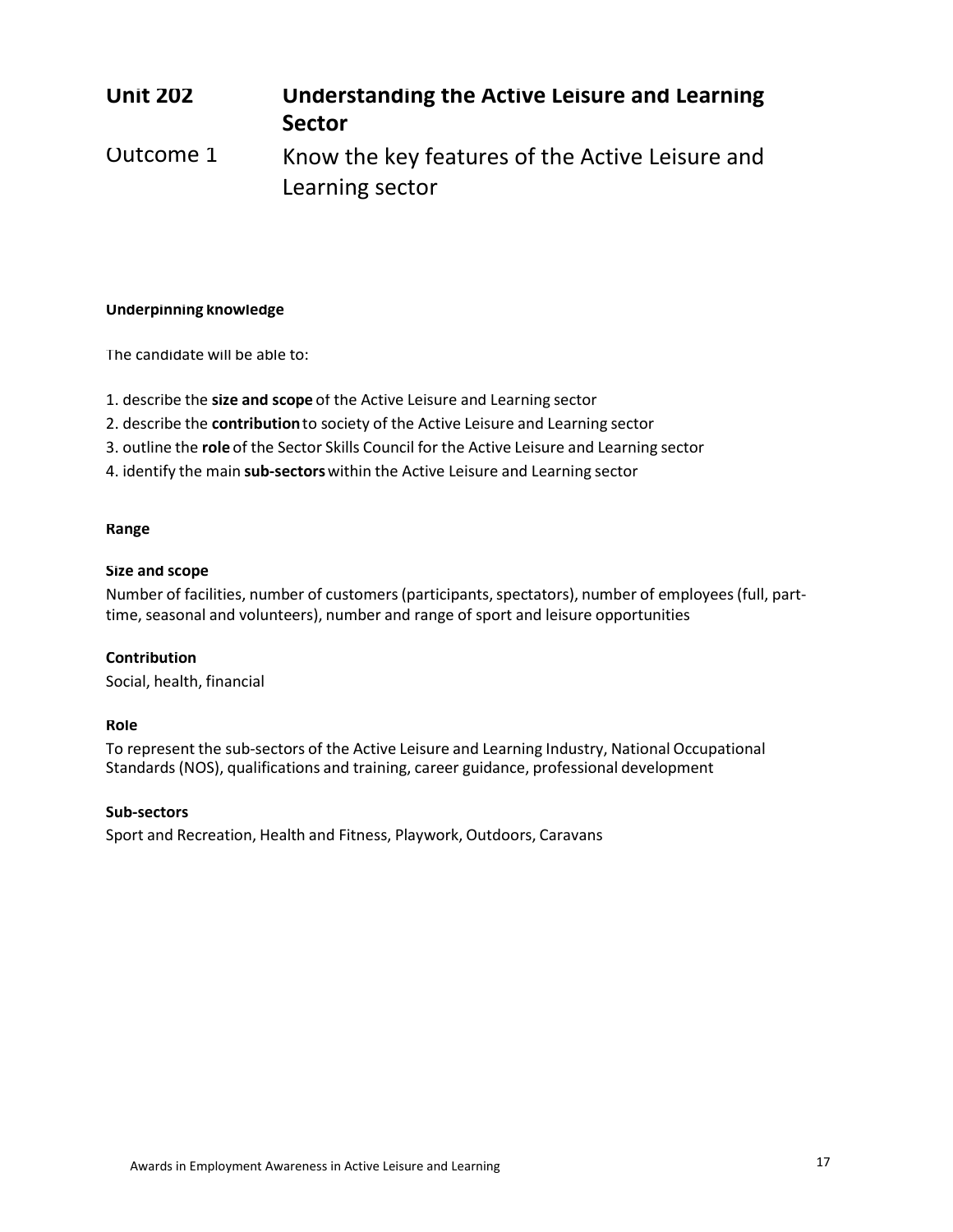# Unit 202 Understanding the Active Leisure and Learning Sector

## Outcome 1 Know the key features of the Active Leisure and Learning sector

**Underpinning knowledge**

The candidate will be able to:

1. describe the **size and scope** of the Active Leisure and Learning sector
2. describe the **contribution** to society of the Active Leisure and Learning sector
3. outline the **role** of the Sector Skills Council for the Active Leisure and Learning sector
4. identify the main **sub-sectors** within the Active Leisure and Learning sector

**Range**

**Size and scope**

Number of facilities, number of customers (participants, spectators), number of employees (full, part-time, seasonal and volunteers), number and range of sport and leisure opportunities

**Contribution**

Social, health, financial

**Role**

To represent the sub-sectors of the Active Leisure and Learning Industry, National Occupational Standards (NOS), qualifications and training, career guidance, professional development

**Sub-sectors**

Sport and Recreation, Health and Fitness, Playwork, Outdoors, Caravans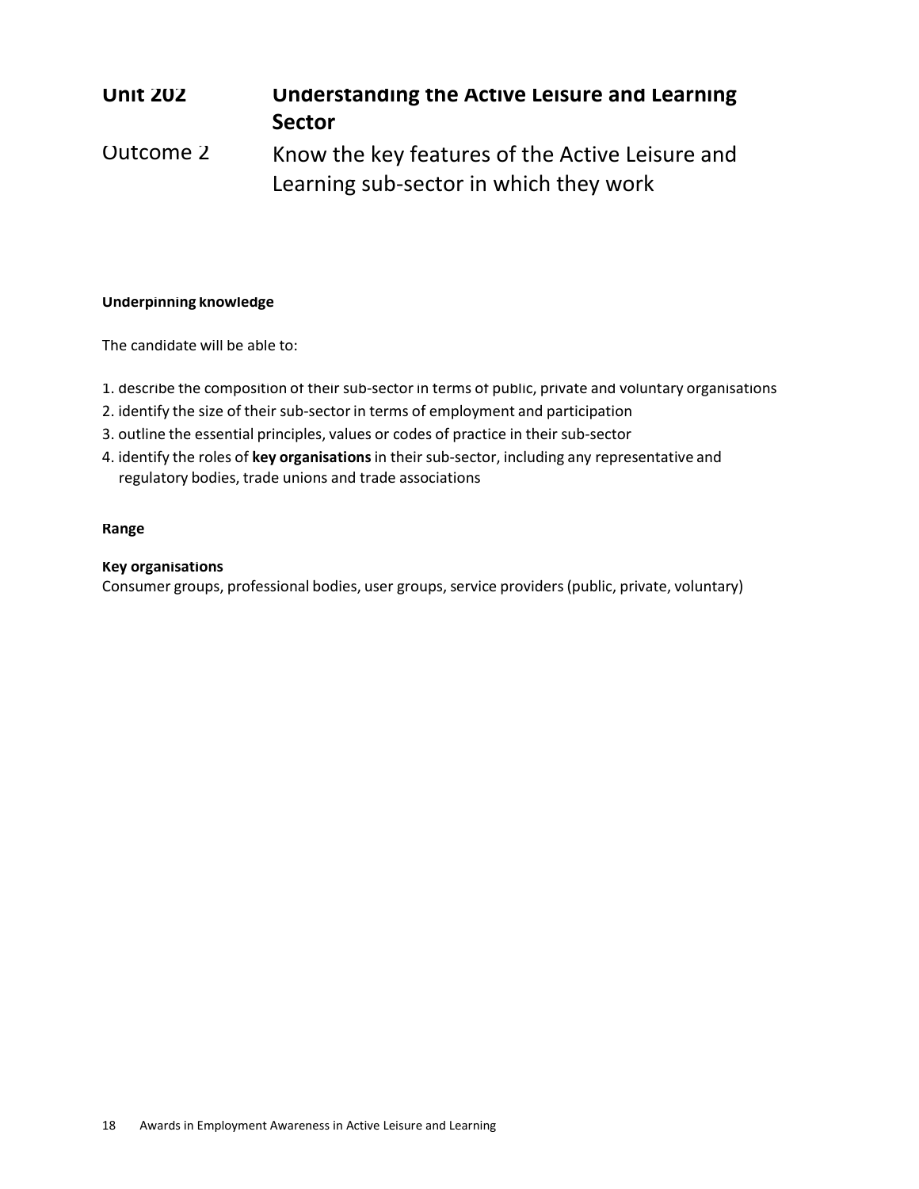# Unit 202 Understanding the Active Leisure and Learning Sector

## Outcome 2 Know the key features of the Active Leisure and Learning sub-sector in which they work

**Underpinning knowledge**

The candidate will be able to:

1. describe the composition of their sub-sector in terms of public, private and voluntary organisations
2. identify the size of their sub-sector in terms of employment and participation
3. outline the essential principles, values or codes of practice in their sub-sector
4. identify the roles of **key organisations** in their sub-sector, including any representative and regulatory bodies, trade unions and trade associations

**Range**

**Key organisations**
Consumer groups, professional bodies, user groups, service providers (public, private, voluntary)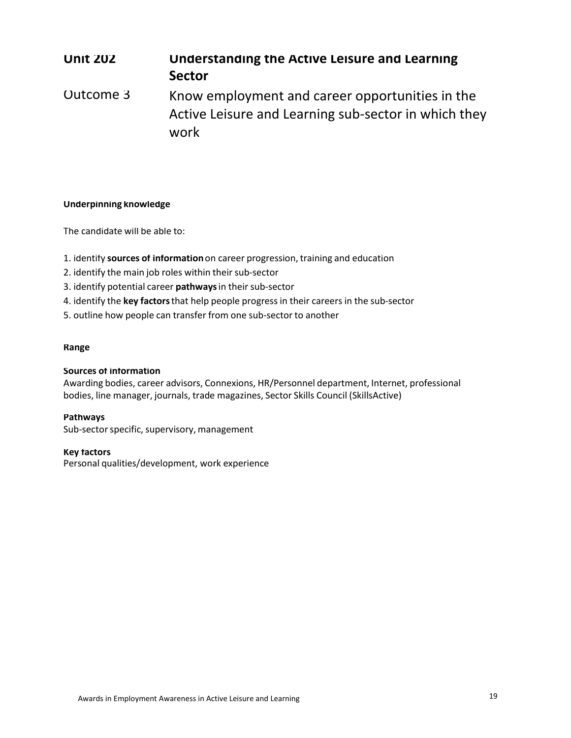## Unit 202 Understanding the Active Leisure and Learning Sector

## Outcome 3 Know employment and career opportunities in the Active Leisure and Learning sub-sector in which they work

**Underpinning knowledge**

The candidate will be able to:

1. identify **sources of information** on career progression, training and education
2. identify the main job roles within their sub-sector
3. identify potential career **pathways** in their sub-sector
4. identify the **key factors** that help people progress in their careers in the sub-sector
5. outline how people can transfer from one sub-sector to another

**Range**

**Sources of information**
Awarding bodies, career advisors, Connexions, HR/Personnel department, Internet, professional bodies, line manager, journals, trade magazines, Sector Skills Council (SkillsActive)

**Pathways**
Sub-sector specific, supervisory, management

**Key factors**
Personal qualities/development, work experience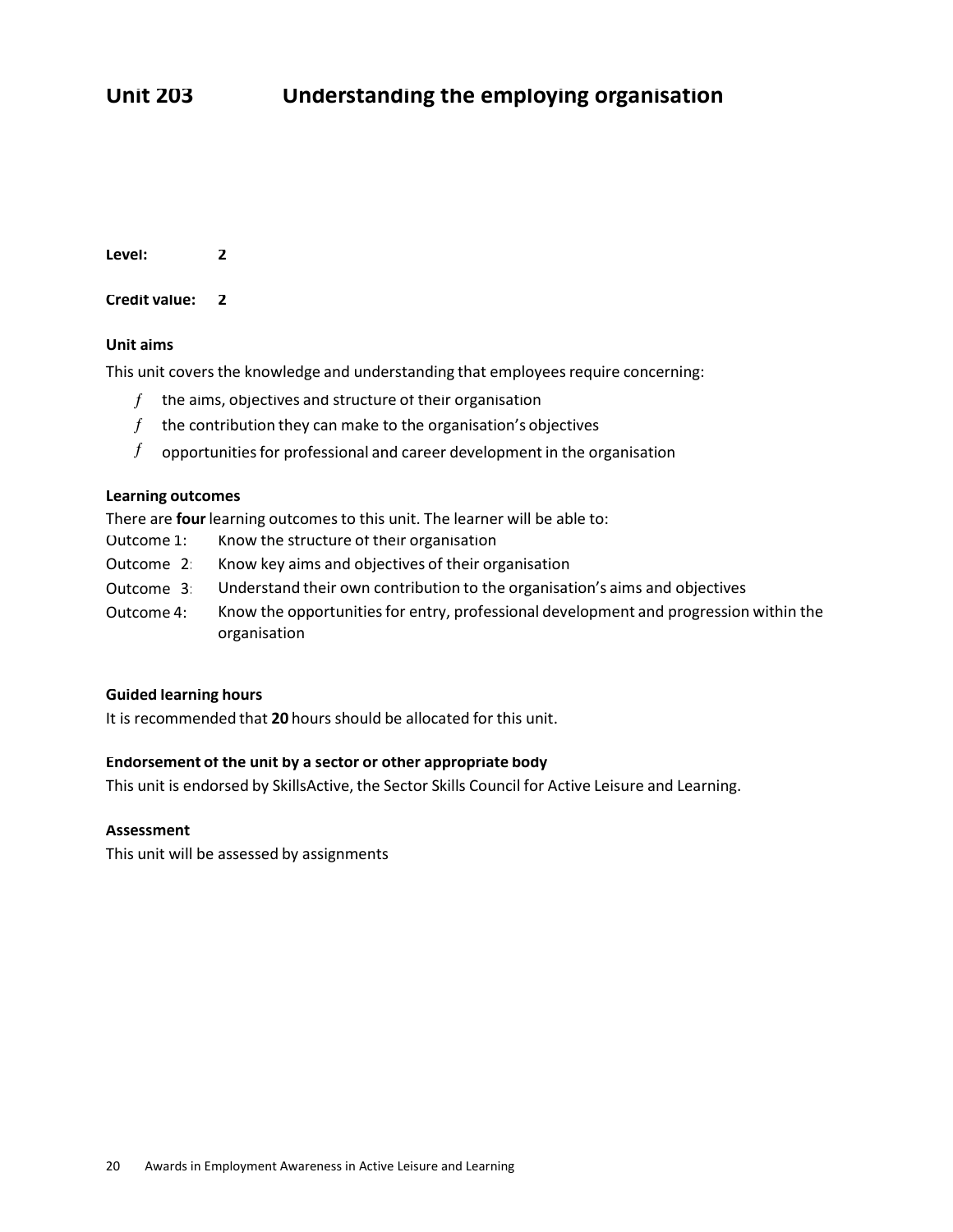# Unit 203 Understanding the employing organisation

**Level:** 2

**Credit value:** 2

### Unit aims

This unit covers the knowledge and understanding that employees require concerning:

- the aims, objectives and structure of their organisation
- the contribution they can make to the organisation's objectives
- opportunities for professional and career development in the organisation

### Learning outcomes

There are **four** learning outcomes to this unit. The learner will be able to:

- Outcome 1: Know the structure of their organisation
- Outcome 2: Know key aims and objectives of their organisation
- Outcome 3: Understand their own contribution to the organisation's aims and objectives
- Outcome 4: Know the opportunities for entry, professional development and progression within the organisation

### Guided learning hours

It is recommended that **20** hours should be allocated for this unit.

### Endorsement of the unit by a sector or other appropriate body

This unit is endorsed by SkillsActive, the Sector Skills Council for Active Leisure and Learning.

### Assessment

This unit will be assessed by assignments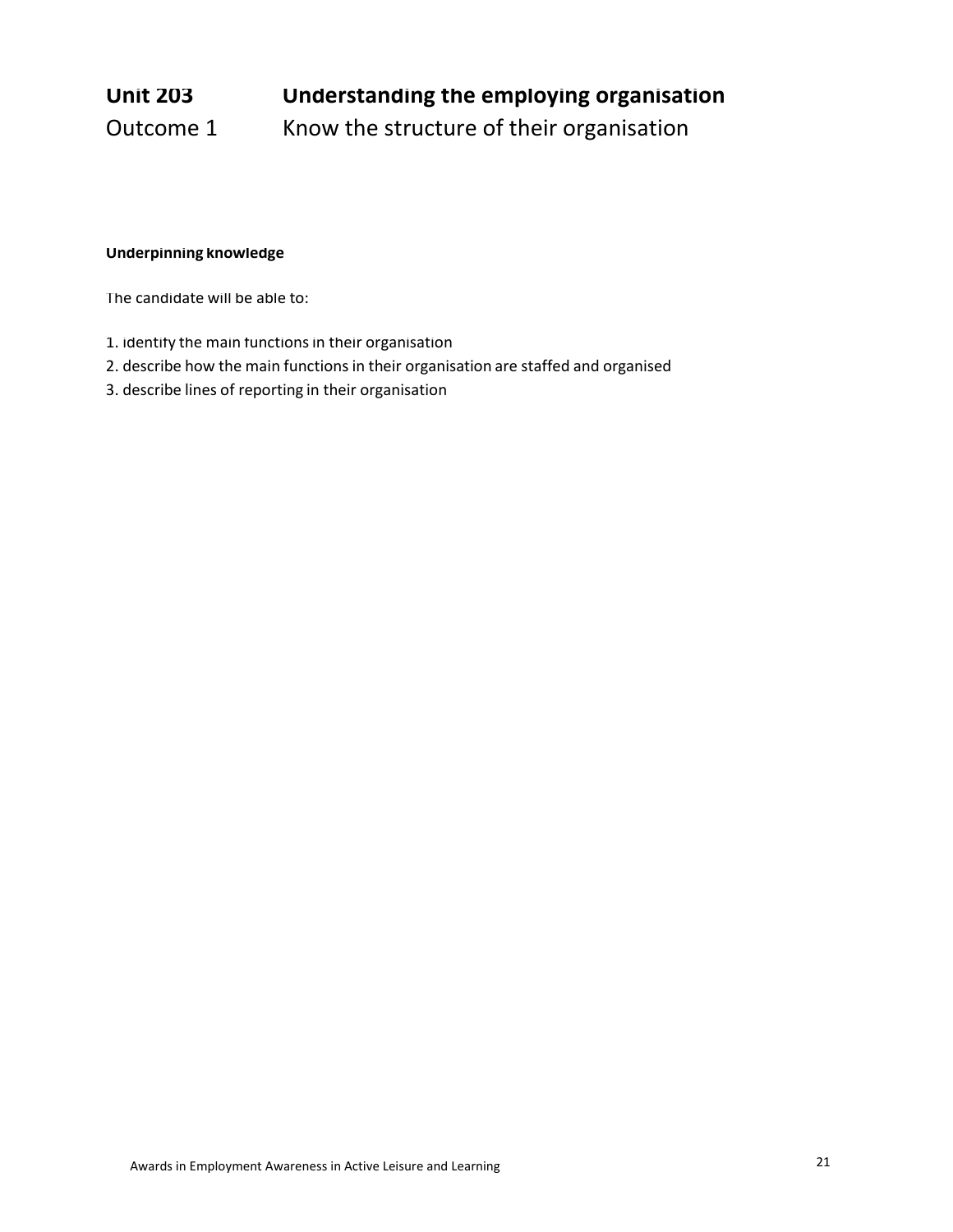# Unit 203 Understanding the employing organisation

## Outcome 1 Know the structure of their organisation

**Underpinning knowledge**

The candidate will be able to:

1. identify the main functions in their organisation
2. describe how the main functions in their organisation are staffed and organised
3. describe lines of reporting in their organisation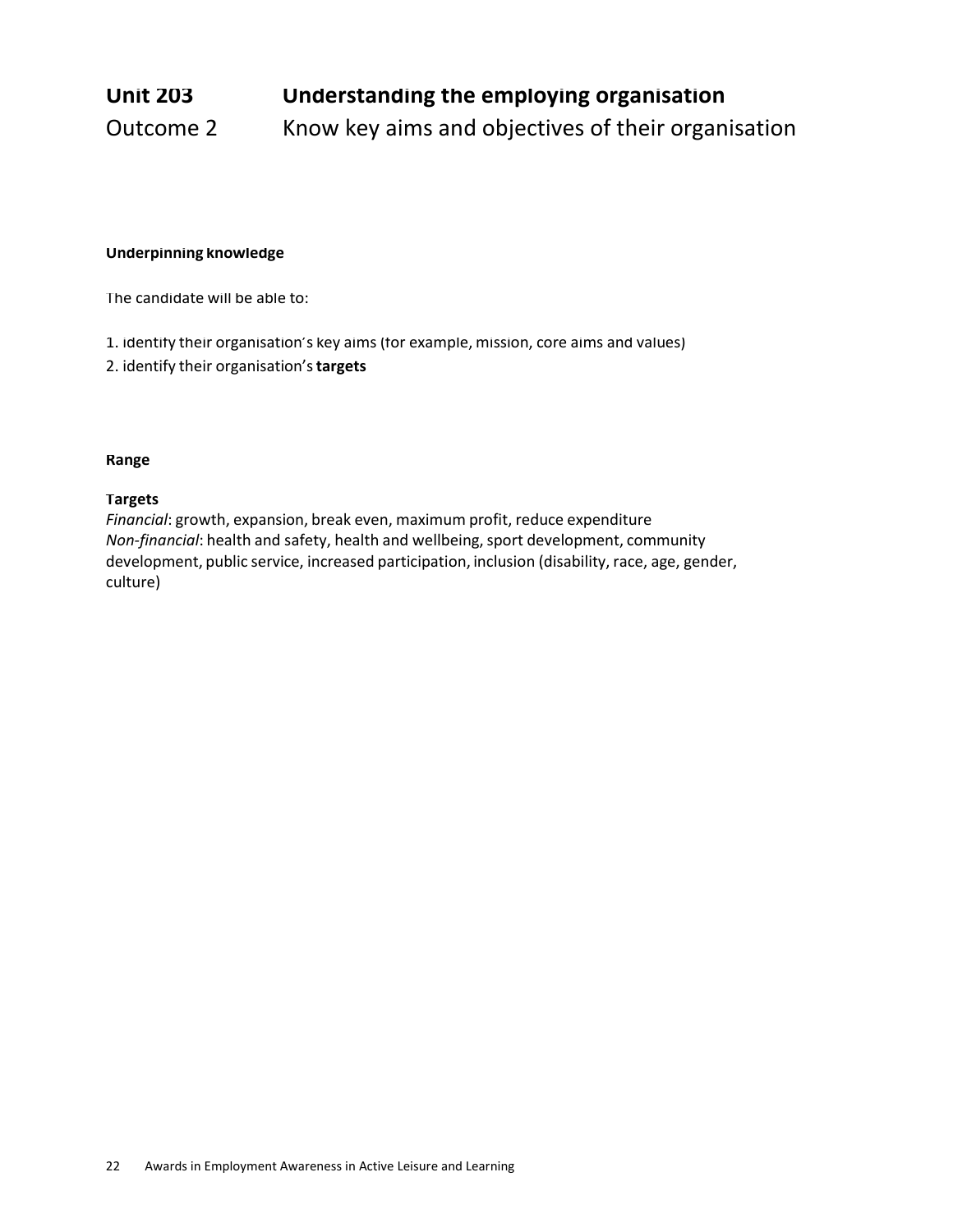## Unit 203 Understanding the employing organisation

### Outcome 2 Know key aims and objectives of their organisation

**Underpinning knowledge**

The candidate will be able to:

1. identify their organisation's key aims (for example, mission, core aims and values)
2. identify their organisation's **targets**

**Range**

**Targets**

*Financial*: growth, expansion, break even, maximum profit, reduce expenditure
*Non-financial*: health and safety, health and wellbeing, sport development, community development, public service, increased participation, inclusion (disability, race, age, gender, culture)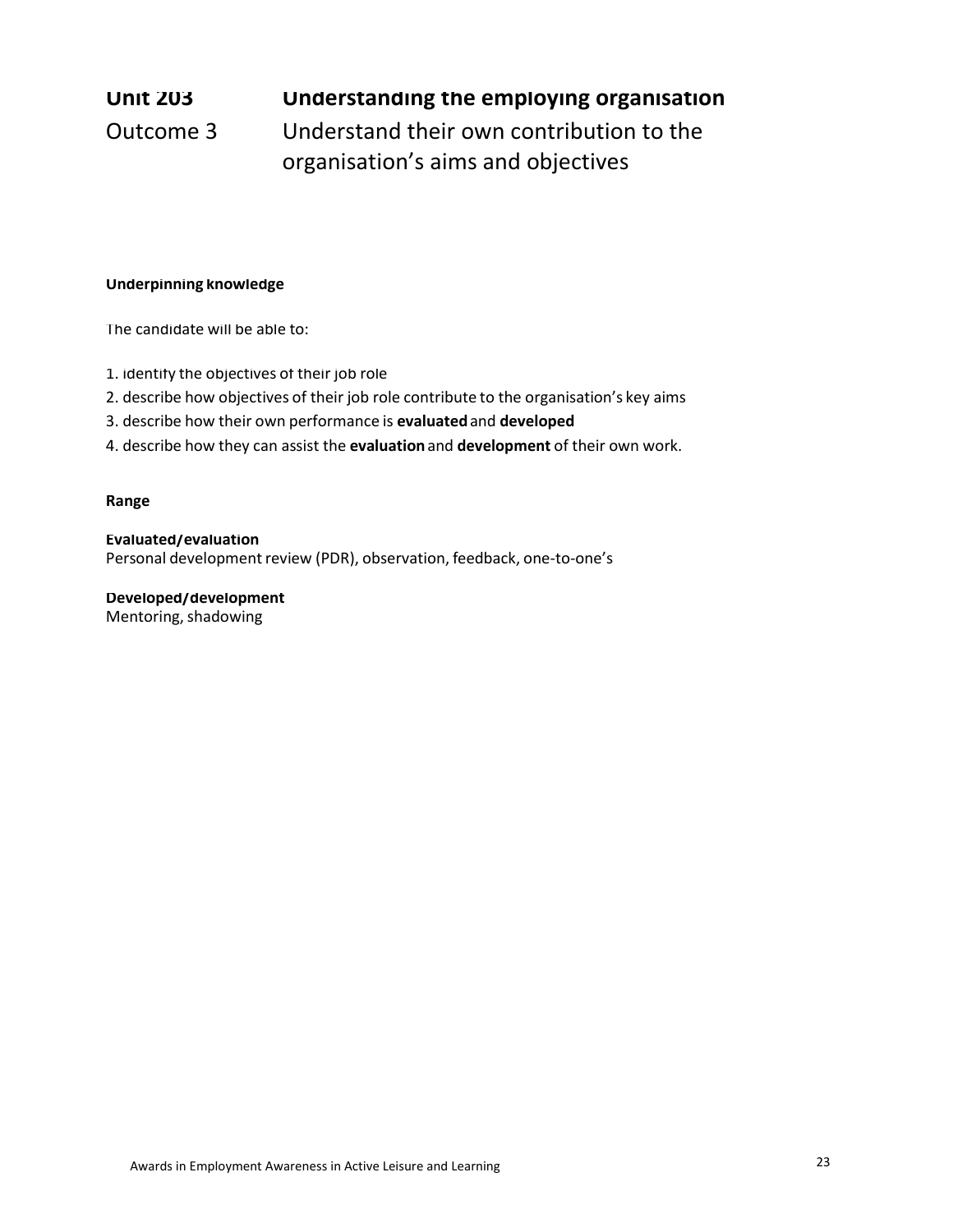# Unit 203 Understanding the employing organisation

## Outcome 3 Understand their own contribution to the organisation's aims and objectives

**Underpinning knowledge**

The candidate will be able to:

1. identify the objectives of their job role
2. describe how objectives of their job role contribute to the organisation's key aims
3. describe how their own performance is **evaluated** and **developed**
4. describe how they can assist the **evaluation** and **development** of their own work.

**Range**

**Evaluated/evaluation**
Personal development review (PDR), observation, feedback, one-to-one's

**Developed/development**
Mentoring, shadowing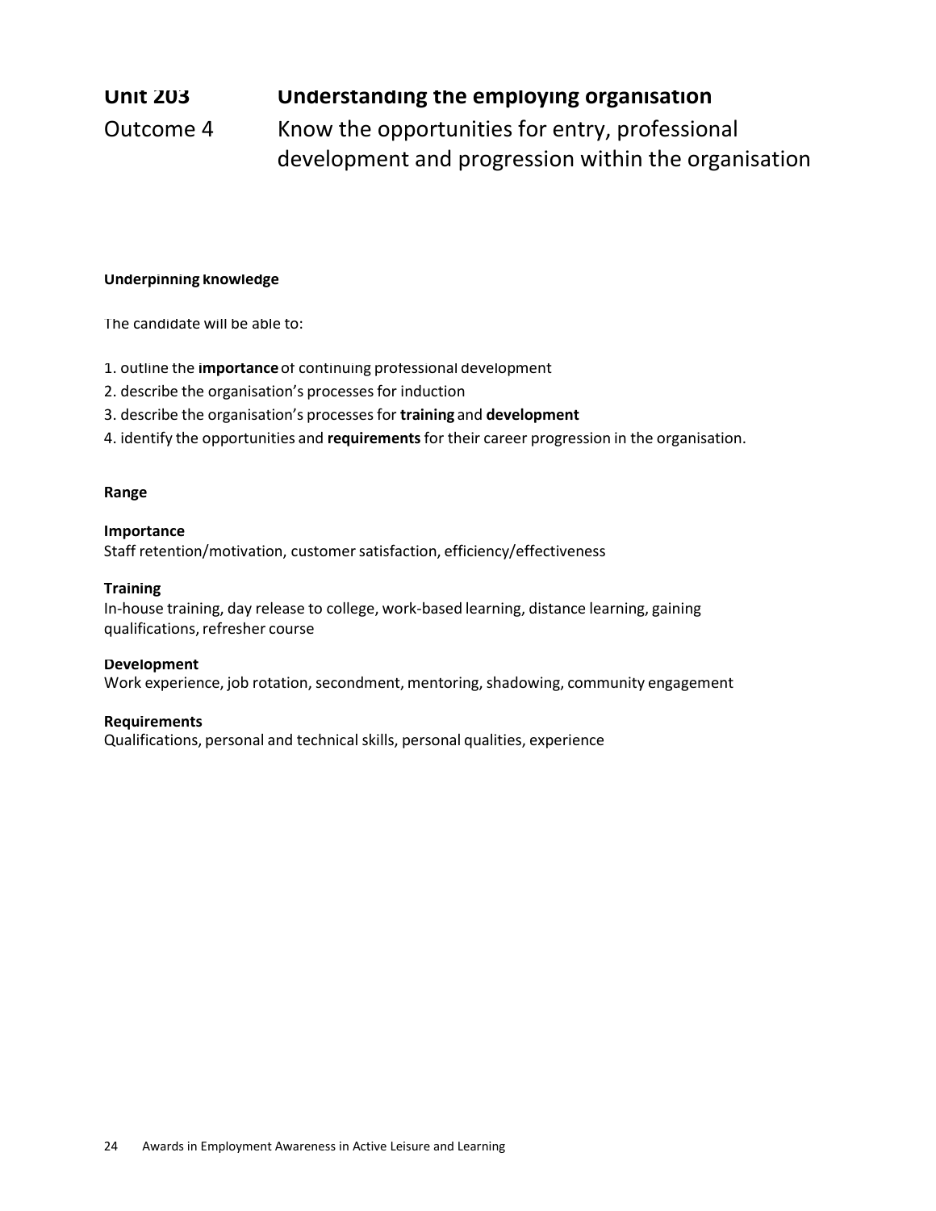# Unit 203 Understanding the employing organisation

## Outcome 4 Know the opportunities for entry, professional development and progression within the organisation

**Underpinning knowledge**

The candidate will be able to:

1. outline the **importance** of continuing professional development
2. describe the organisation's processes for induction
3. describe the organisation's processes for **training** and **development**
4. identify the opportunities and **requirements** for their career progression in the organisation.

**Range**

**Importance**
Staff retention/motivation, customer satisfaction, efficiency/effectiveness

**Training**
In-house training, day release to college, work-based learning, distance learning, gaining qualifications, refresher course

**Development**
Work experience, job rotation, secondment, mentoring, shadowing, community engagement

**Requirements**
Qualifications, personal and technical skills, personal qualities, experience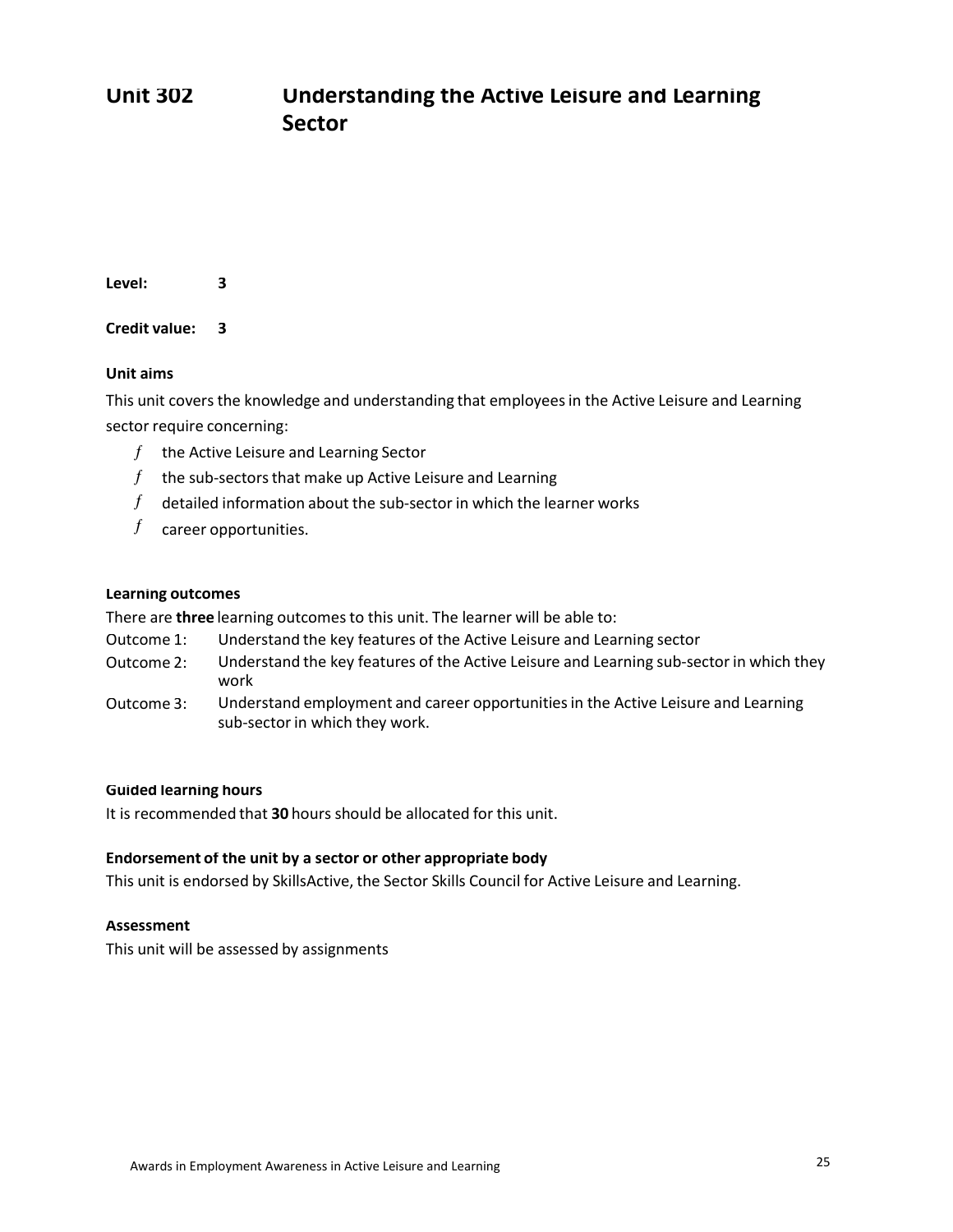# Unit 302 Understanding the Active Leisure and Learning Sector

**Level:** 3

**Credit value:** 3

### Unit aims

This unit covers the knowledge and understanding that employees in the Active Leisure and Learning sector require concerning:

- the Active Leisure and Learning Sector
- the sub-sectors that make up Active Leisure and Learning
- detailed information about the sub-sector in which the learner works
- career opportunities.

### Learning outcomes

There are **three** learning outcomes to this unit. The learner will be able to:

Outcome 1: Understand the key features of the Active Leisure and Learning sector

Outcome 2: Understand the key features of the Active Leisure and Learning sub-sector in which they work

Outcome 3: Understand employment and career opportunities in the Active Leisure and Learning sub-sector in which they work.

### Guided learning hours

It is recommended that **30** hours should be allocated for this unit.

### Endorsement of the unit by a sector or other appropriate body

This unit is endorsed by SkillsActive, the Sector Skills Council for Active Leisure and Learning.

### Assessment

This unit will be assessed by assignments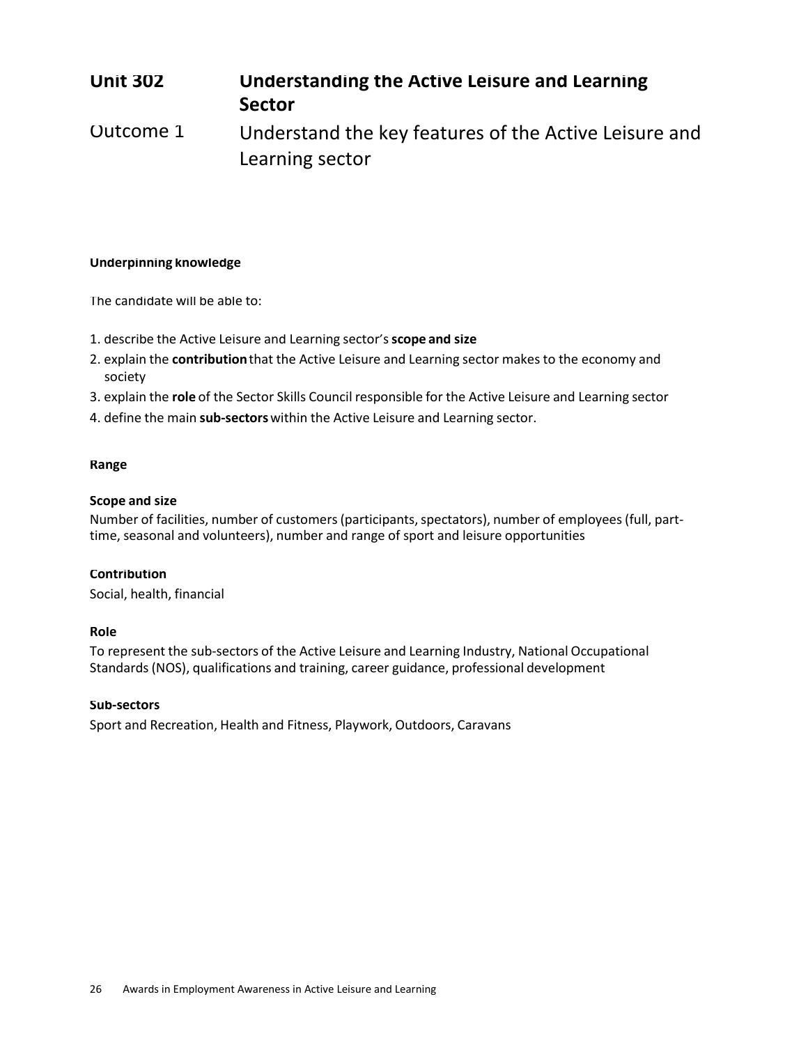# Unit 302 Understanding the Active Leisure and Learning Sector

## Outcome 1 Understand the key features of the Active Leisure and Learning sector

**Underpinning knowledge**

The candidate will be able to:

1. describe the Active Leisure and Learning sector's **scope and size**
2. explain the **contribution** that the Active Leisure and Learning sector makes to the economy and society
3. explain the **role** of the Sector Skills Council responsible for the Active Leisure and Learning sector
4. define the main **sub-sectors** within the Active Leisure and Learning sector.

**Range**

**Scope and size**
Number of facilities, number of customers (participants, spectators), number of employees (full, part-time, seasonal and volunteers), number and range of sport and leisure opportunities

**Contribution**
Social, health, financial

**Role**
To represent the sub-sectors of the Active Leisure and Learning Industry, National Occupational Standards (NOS), qualifications and training, career guidance, professional development

**Sub-sectors**
Sport and Recreation, Health and Fitness, Playwork, Outdoors, Caravans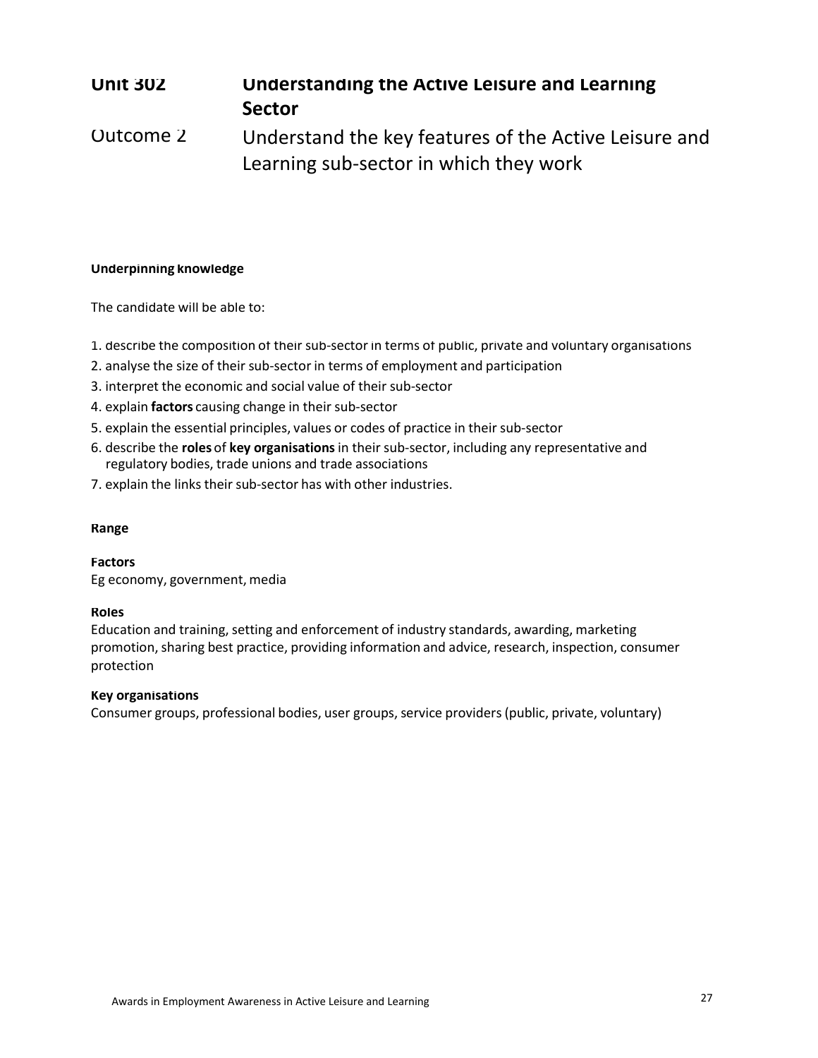## Unit 302 Understanding the Active Leisure and Learning Sector

## Outcome 2 Understand the key features of the Active Leisure and Learning sub-sector in which they work

**Underpinning knowledge**

The candidate will be able to:

1. describe the composition of their sub-sector in terms of public, private and voluntary organisations
2. analyse the size of their sub-sector in terms of employment and participation
3. interpret the economic and social value of their sub-sector
4. explain **factors** causing change in their sub-sector
5. explain the essential principles, values or codes of practice in their sub-sector
6. describe the **roles** of **key organisations** in their sub-sector, including any representative and regulatory bodies, trade unions and trade associations
7. explain the links their sub-sector has with other industries.

**Range**

**Factors**
Eg economy, government, media

**Roles**
Education and training, setting and enforcement of industry standards, awarding, marketing promotion, sharing best practice, providing information and advice, research, inspection, consumer protection

**Key organisations**
Consumer groups, professional bodies, user groups, service providers (public, private, voluntary)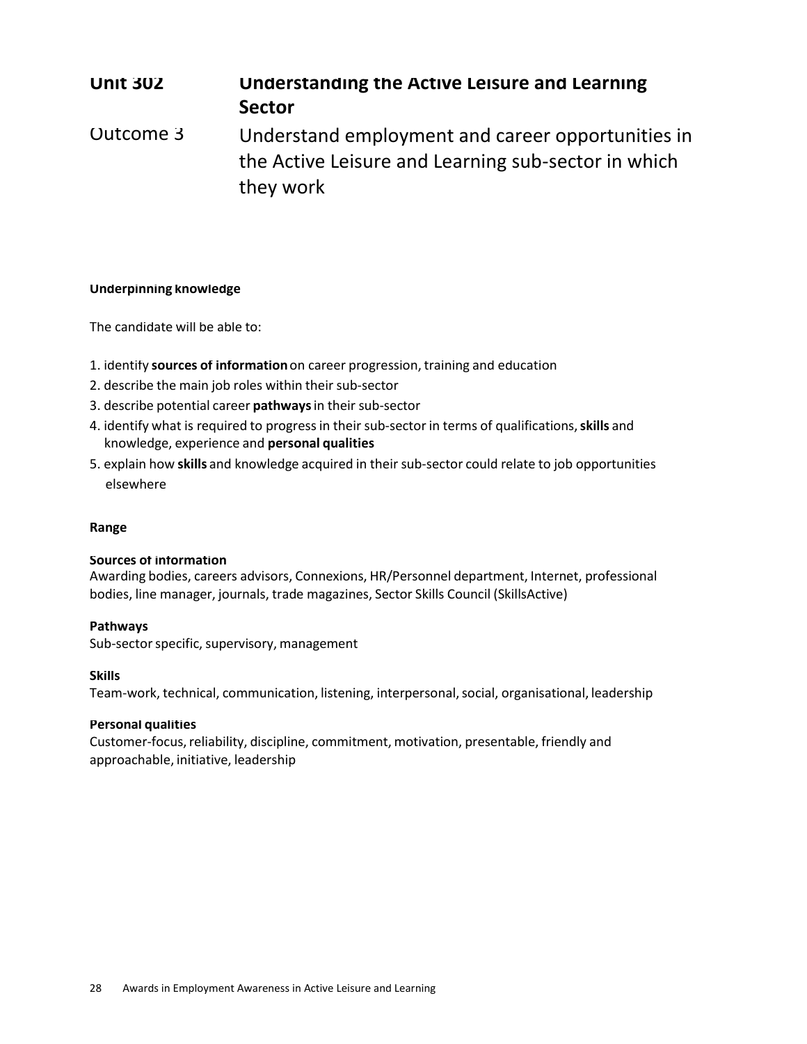# Unit 302 Understanding the Active Leisure and Learning Sector

## Outcome 3 Understand employment and career opportunities in the Active Leisure and Learning sub-sector in which they work

**Underpinning knowledge**

The candidate will be able to:

1. identify **sources of information** on career progression, training and education
2. describe the main job roles within their sub-sector
3. describe potential career **pathways** in their sub-sector
4. identify what is required to progress in their sub-sector in terms of qualifications, **skills** and knowledge, experience and **personal qualities**
5. explain how **skills** and knowledge acquired in their sub-sector could relate to job opportunities elsewhere

**Range**

**Sources of information**
Awarding bodies, careers advisors, Connexions, HR/Personnel department, Internet, professional bodies, line manager, journals, trade magazines, Sector Skills Council (SkillsActive)

**Pathways**
Sub-sector specific, supervisory, management

**Skills**
Team-work, technical, communication, listening, interpersonal, social, organisational, leadership

**Personal qualities**
Customer-focus, reliability, discipline, commitment, motivation, presentable, friendly and approachable, initiative, leadership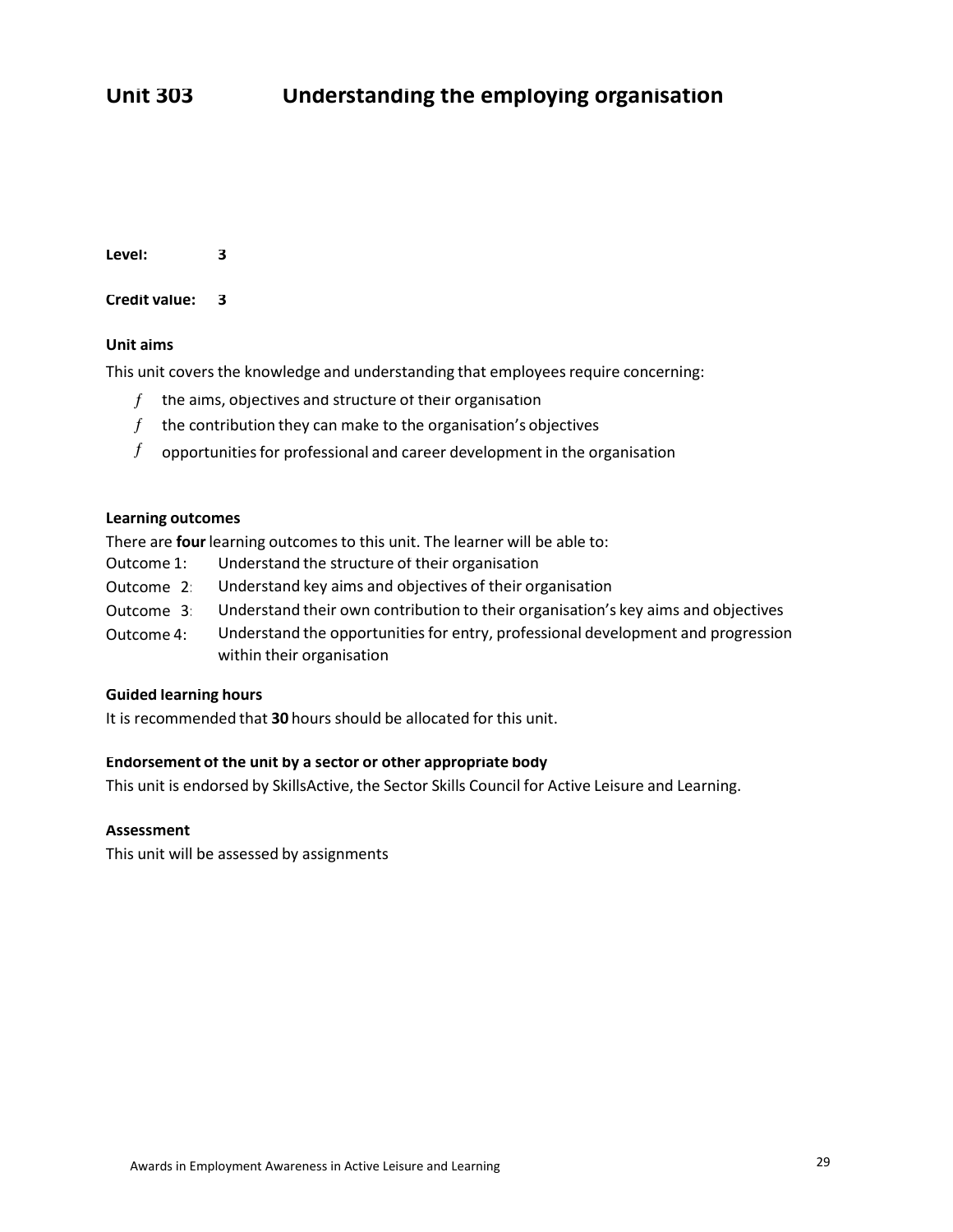# Unit 303 Understanding the employing organisation

**Level:** **3**

**Credit value:** **3**

**Unit aims**

This unit covers the knowledge and understanding that employees require concerning:

- the aims, objectives and structure of their organisation
- the contribution they can make to the organisation's objectives
- opportunities for professional and career development in the organisation

**Learning outcomes**

There are **four** learning outcomes to this unit. The learner will be able to:

Outcome 1: Understand the structure of their organisation
Outcome 2: Understand key aims and objectives of their organisation
Outcome 3: Understand their own contribution to their organisation's key aims and objectives
Outcome 4: Understand the opportunities for entry, professional development and progression within their organisation

**Guided learning hours**

It is recommended that **30** hours should be allocated for this unit.

**Endorsement of the unit by a sector or other appropriate body**

This unit is endorsed by SkillsActive, the Sector Skills Council for Active Leisure and Learning.

**Assessment**

This unit will be assessed by assignments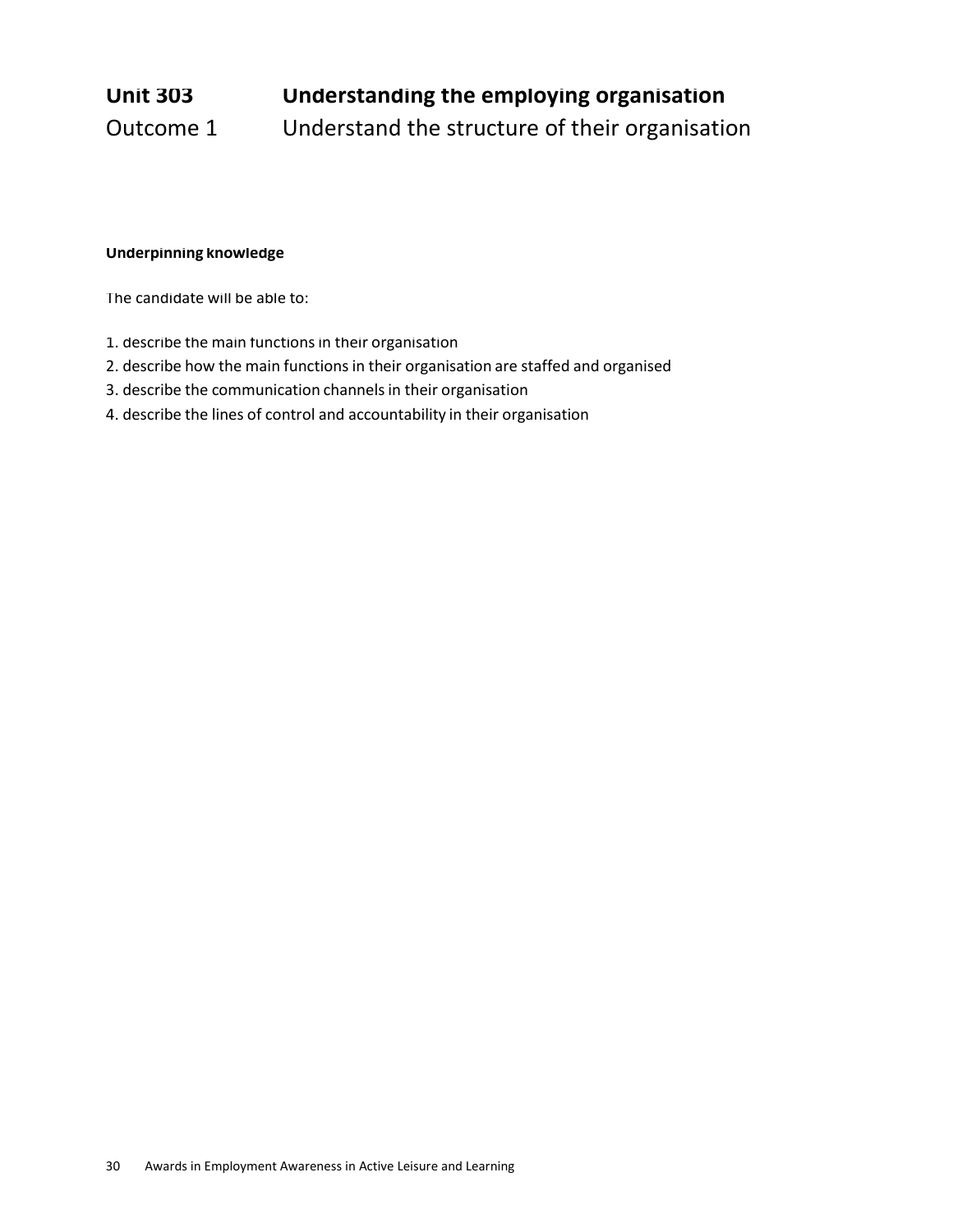# Unit 303 Understanding the employing organisation

## Outcome 1 Understand the structure of their organisation

**Underpinning knowledge**

The candidate will be able to:

1. describe the main functions in their organisation
2. describe how the main functions in their organisation are staffed and organised
3. describe the communication channels in their organisation
4. describe the lines of control and accountability in their organisation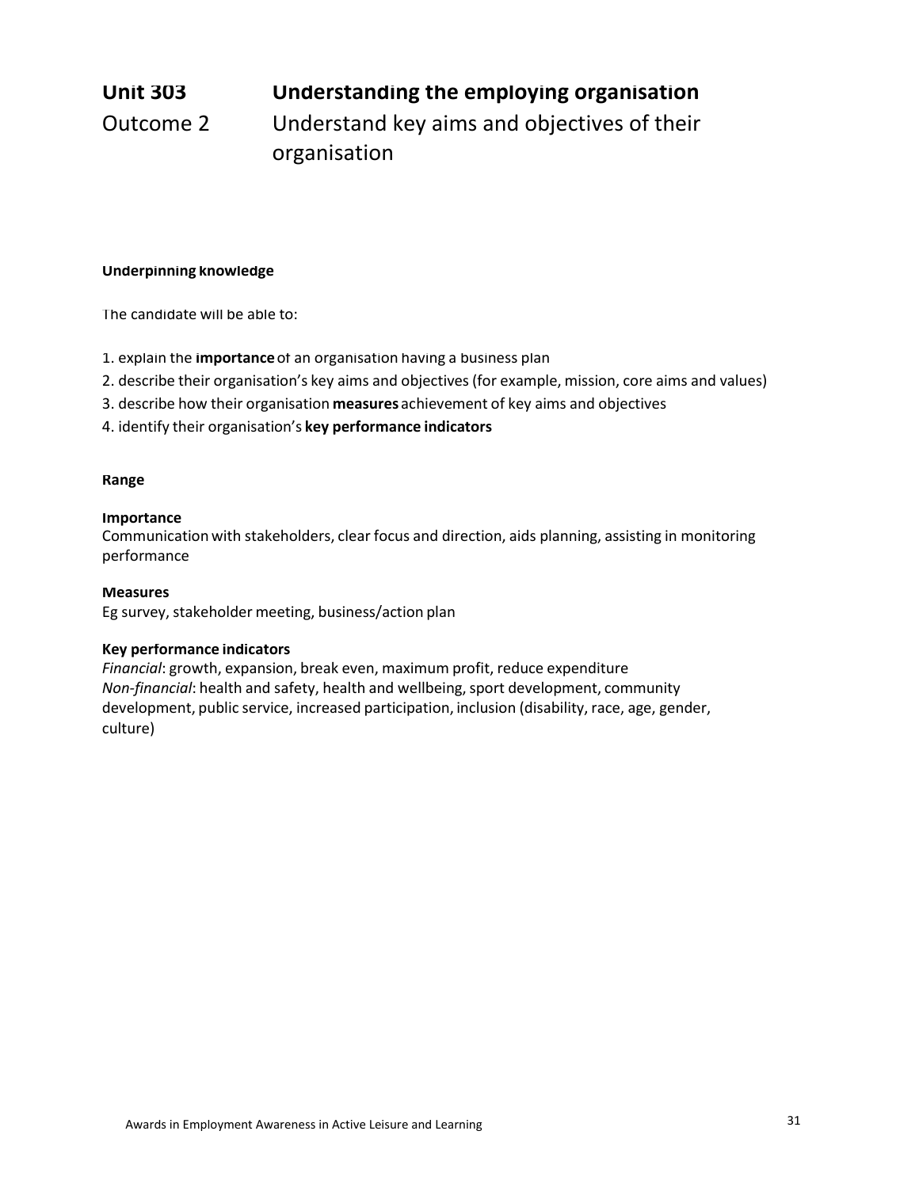## Unit 303 Understanding the employing organisation

## Outcome 2 Understand key aims and objectives of their organisation

**Underpinning knowledge**

The candidate will be able to:

1. explain the **importance** of an organisation having a business plan
2. describe their organisation's key aims and objectives (for example, mission, core aims and values)
3. describe how their organisation **measures** achievement of key aims and objectives
4. identify their organisation's **key performance indicators**

**Range**

**Importance**
Communication with stakeholders, clear focus and direction, aids planning, assisting in monitoring performance

**Measures**
Eg survey, stakeholder meeting, business/action plan

**Key performance indicators**
*Financial*: growth, expansion, break even, maximum profit, reduce expenditure
*Non-financial*: health and safety, health and wellbeing, sport development, community development, public service, increased participation, inclusion (disability, race, age, gender, culture)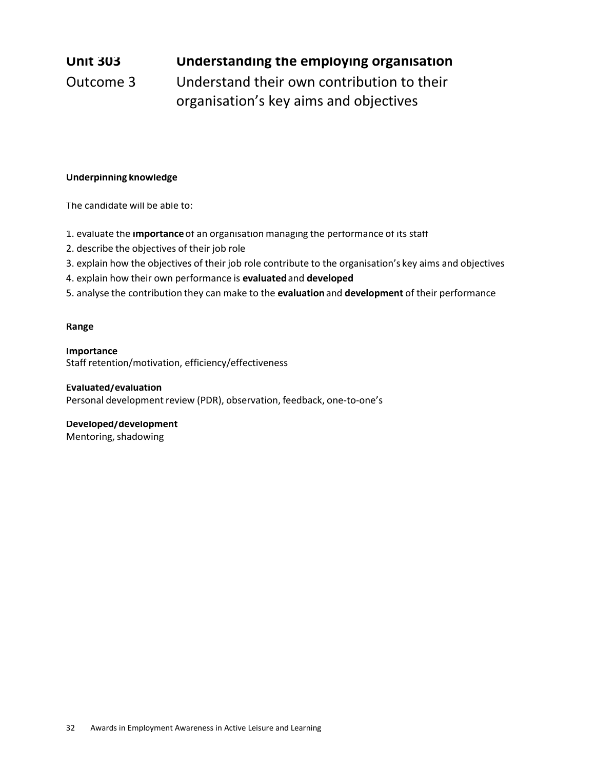# Unit 303 Understanding the employing organisation

## Outcome 3 Understand their own contribution to their organisation's key aims and objectives

**Underpinning knowledge**

The candidate will be able to:

1. evaluate the **importance** of an organisation managing the performance of its staff
2. describe the objectives of their job role
3. explain how the objectives of their job role contribute to the organisation's key aims and objectives
4. explain how their own performance is **evaluated** and **developed**
5. analyse the contribution they can make to the **evaluation** and **development** of their performance

**Range**

**Importance**
Staff retention/motivation, efficiency/effectiveness

**Evaluated/evaluation**
Personal development review (PDR), observation, feedback, one-to-one's

**Developed/development**
Mentoring, shadowing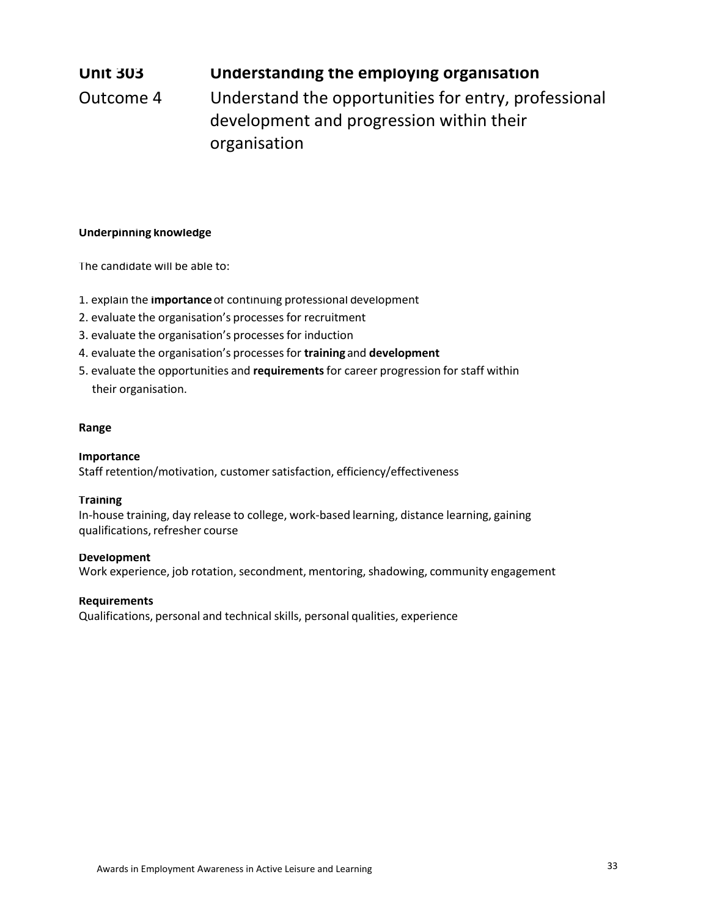## Unit 303 Understanding the employing organisation

## Outcome 4 Understand the opportunities for entry, professional development and progression within their organisation

**Underpinning knowledge**

The candidate will be able to:

1. explain the **importance** of continuing professional development
2. evaluate the organisation's processes for recruitment
3. evaluate the organisation's processes for induction
4. evaluate the organisation's processes for **training** and **development**
5. evaluate the opportunities and **requirements** for career progression for staff within their organisation.

**Range**

**Importance**
Staff retention/motivation, customer satisfaction, efficiency/effectiveness

**Training**
In-house training, day release to college, work-based learning, distance learning, gaining qualifications, refresher course

**Development**
Work experience, job rotation, secondment, mentoring, shadowing, community engagement

**Requirements**
Qualifications, personal and technical skills, personal qualities, experience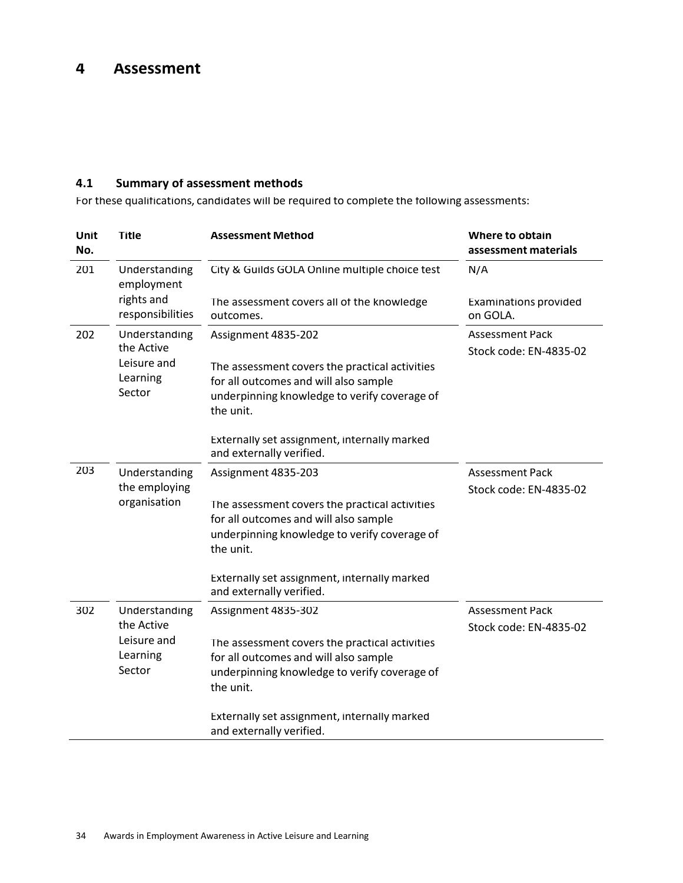# 4 Assessment

## 4.1 Summary of assessment methods

For these qualifications, candidates will be required to complete the following assessments:

| Unit No. | Title | Assessment Method | Where to obtain assessment materials |
|---|---|---|---|
| 201 | Understanding employment rights and responsibilities | City & Guilds GOLA Online multiple choice test<br><br>The assessment covers all of the knowledge outcomes. | N/A<br><br>Examinations provided on GOLA. |
| 202 | Understanding the Active Leisure and Learning Sector | Assignment 4835-202<br><br>The assessment covers the practical activities for all outcomes and will also sample underpinning knowledge to verify coverage of the unit.<br><br>Externally set assignment, internally marked and externally verified. | Assessment Pack<br>Stock code: EN-4835-02 |
| 203 | Understanding the employing organisation | Assignment 4835-203<br><br>The assessment covers the practical activities for all outcomes and will also sample underpinning knowledge to verify coverage of the unit.<br><br>Externally set assignment, internally marked and externally verified. | Assessment Pack<br>Stock code: EN-4835-02 |
| 302 | Understanding the Active Leisure and Learning Sector | Assignment 4835-302<br><br>The assessment covers the practical activities for all outcomes and will also sample underpinning knowledge to verify coverage of the unit.<br><br>Externally set assignment, internally marked and externally verified. | Assessment Pack<br>Stock code: EN-4835-02 |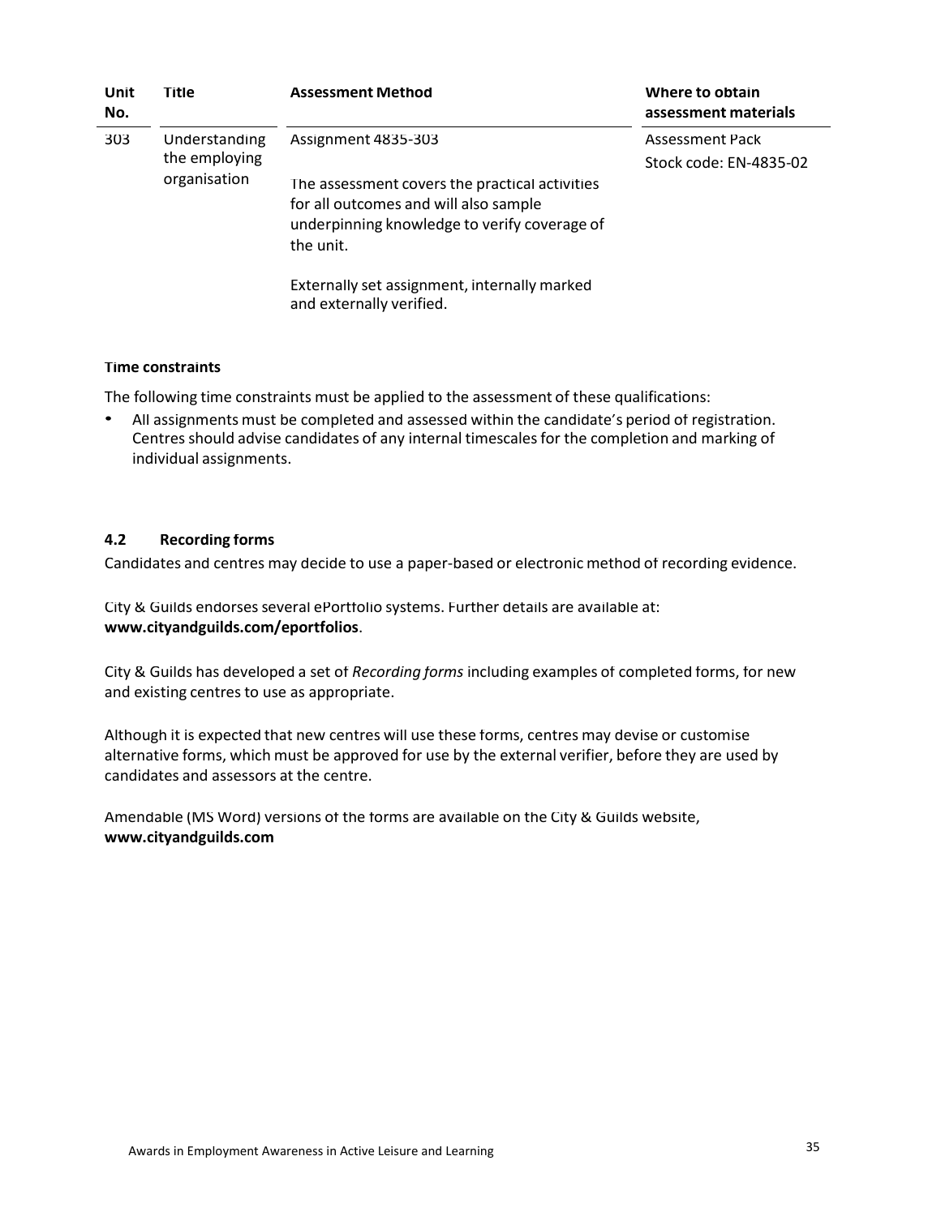| Unit No. | Title | Assessment Method | Where to obtain assessment materials |
|---|---|---|---|
| 303 | Understanding the employing organisation | Assignment 4835-303<br><br>The assessment covers the practical activities for all outcomes and will also sample underpinning knowledge to verify coverage of the unit.<br><br>Externally set assignment, internally marked and externally verified. | Assessment Pack<br>Stock code: EN-4835-02 |

**Time constraints**

The following time constraints must be applied to the assessment of these qualifications:

- All assignments must be completed and assessed within the candidate's period of registration. Centres should advise candidates of any internal timescales for the completion and marking of individual assignments.

### 4.2 Recording forms

Candidates and centres may decide to use a paper-based or electronic method of recording evidence.

City & Guilds endorses several ePortfolio systems. Further details are available at: **www.cityandguilds.com/eportfolios**.

City & Guilds has developed a set of *Recording forms* including examples of completed forms, for new and existing centres to use as appropriate.

Although it is expected that new centres will use these forms, centres may devise or customise alternative forms, which must be approved for use by the external verifier, before they are used by candidates and assessors at the centre.

Amendable (MS Word) versions of the forms are available on the City & Guilds website, **www.cityandguilds.com**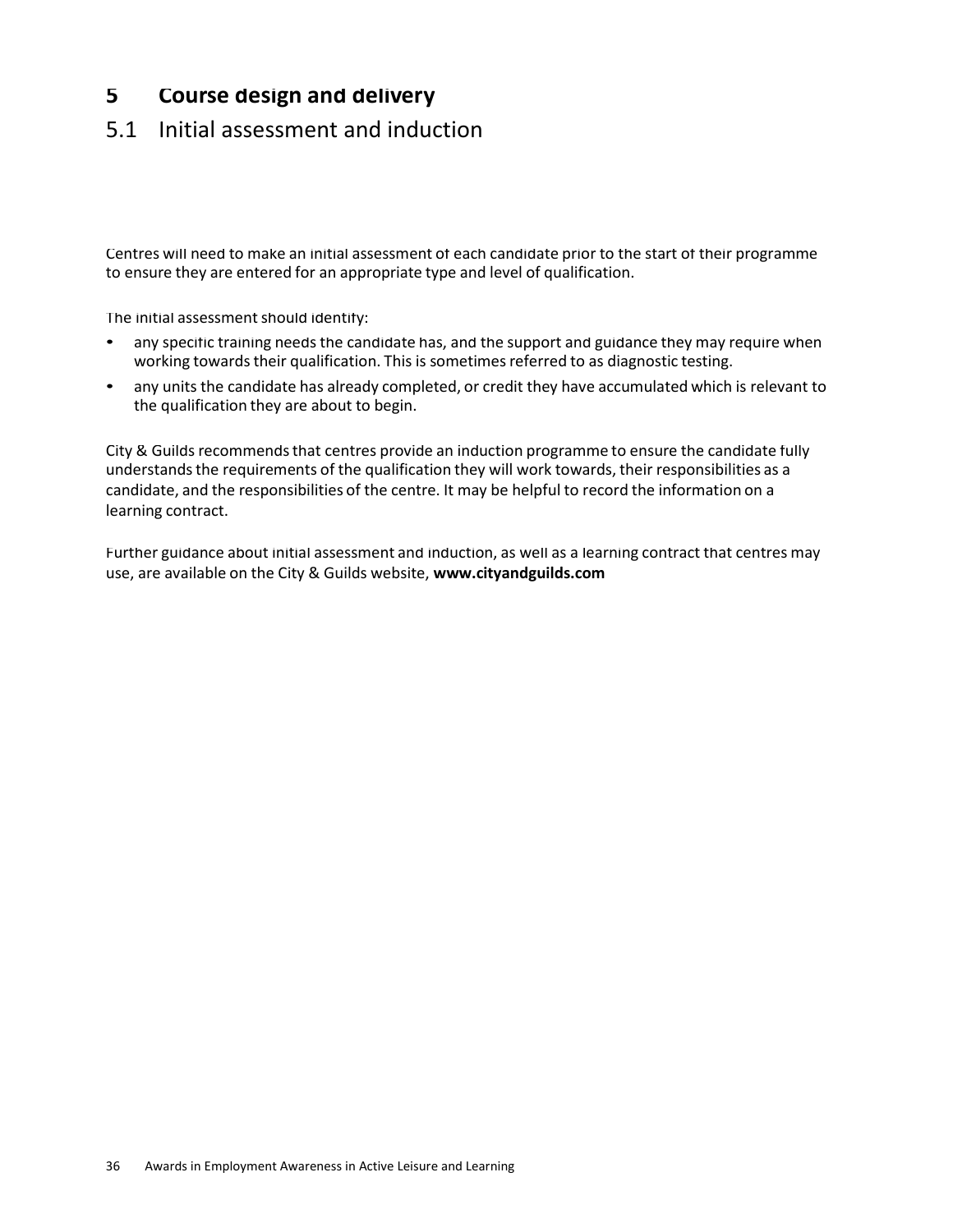# 5 Course design and delivery

## 5.1 Initial assessment and induction

Centres will need to make an initial assessment of each candidate prior to the start of their programme to ensure they are entered for an appropriate type and level of qualification.

The initial assessment should identify:

- any specific training needs the candidate has, and the support and guidance they may require when working towards their qualification. This is sometimes referred to as diagnostic testing.
- any units the candidate has already completed, or credit they have accumulated which is relevant to the qualification they are about to begin.

City & Guilds recommends that centres provide an induction programme to ensure the candidate fully understands the requirements of the qualification they will work towards, their responsibilities as a candidate, and the responsibilities of the centre. It may be helpful to record the information on a learning contract.

Further guidance about initial assessment and induction, as well as a learning contract that centres may use, are available on the City & Guilds website, **www.cityandguilds.com**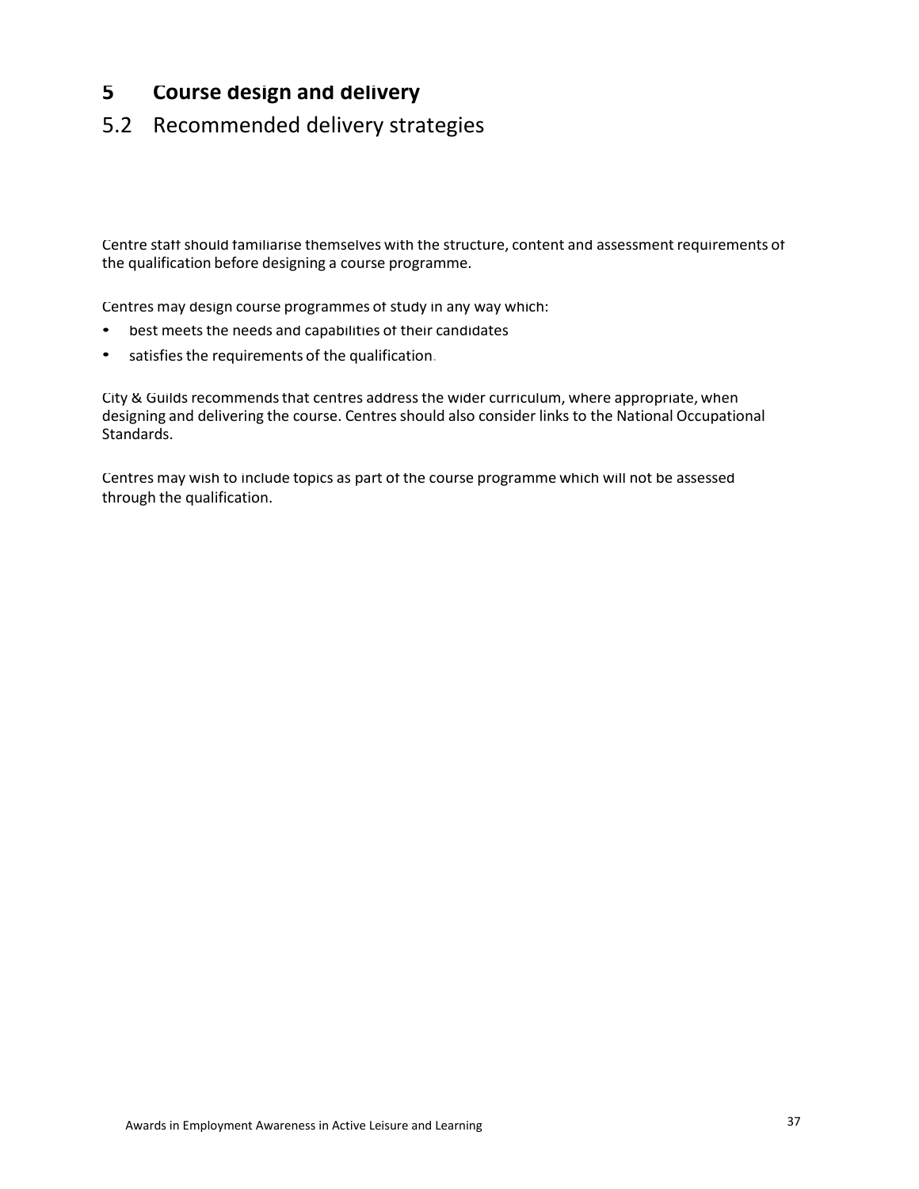# 5 Course design and delivery

## 5.2 Recommended delivery strategies

Centre staff should familiarise themselves with the structure, content and assessment requirements of the qualification before designing a course programme.

Centres may design course programmes of study in any way which:

- best meets the needs and capabilities of their candidates
- satisfies the requirements of the qualification.

City & Guilds recommends that centres address the wider curriculum, where appropriate, when designing and delivering the course. Centres should also consider links to the National Occupational Standards.

Centres may wish to include topics as part of the course programme which will not be assessed through the qualification.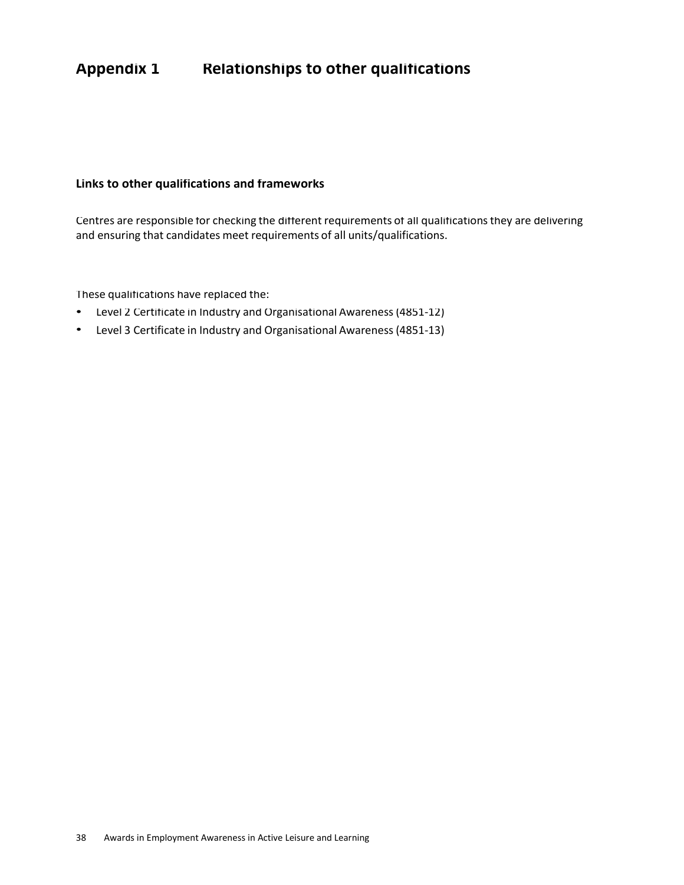# Appendix 1 Relationships to other qualifications

## Links to other qualifications and frameworks

Centres are responsible for checking the different requirements of all qualifications they are delivering and ensuring that candidates meet requirements of all units/qualifications.

These qualifications have replaced the:

- Level 2 Certificate in Industry and Organisational Awareness (4851-12)
- Level 3 Certificate in Industry and Organisational Awareness (4851-13)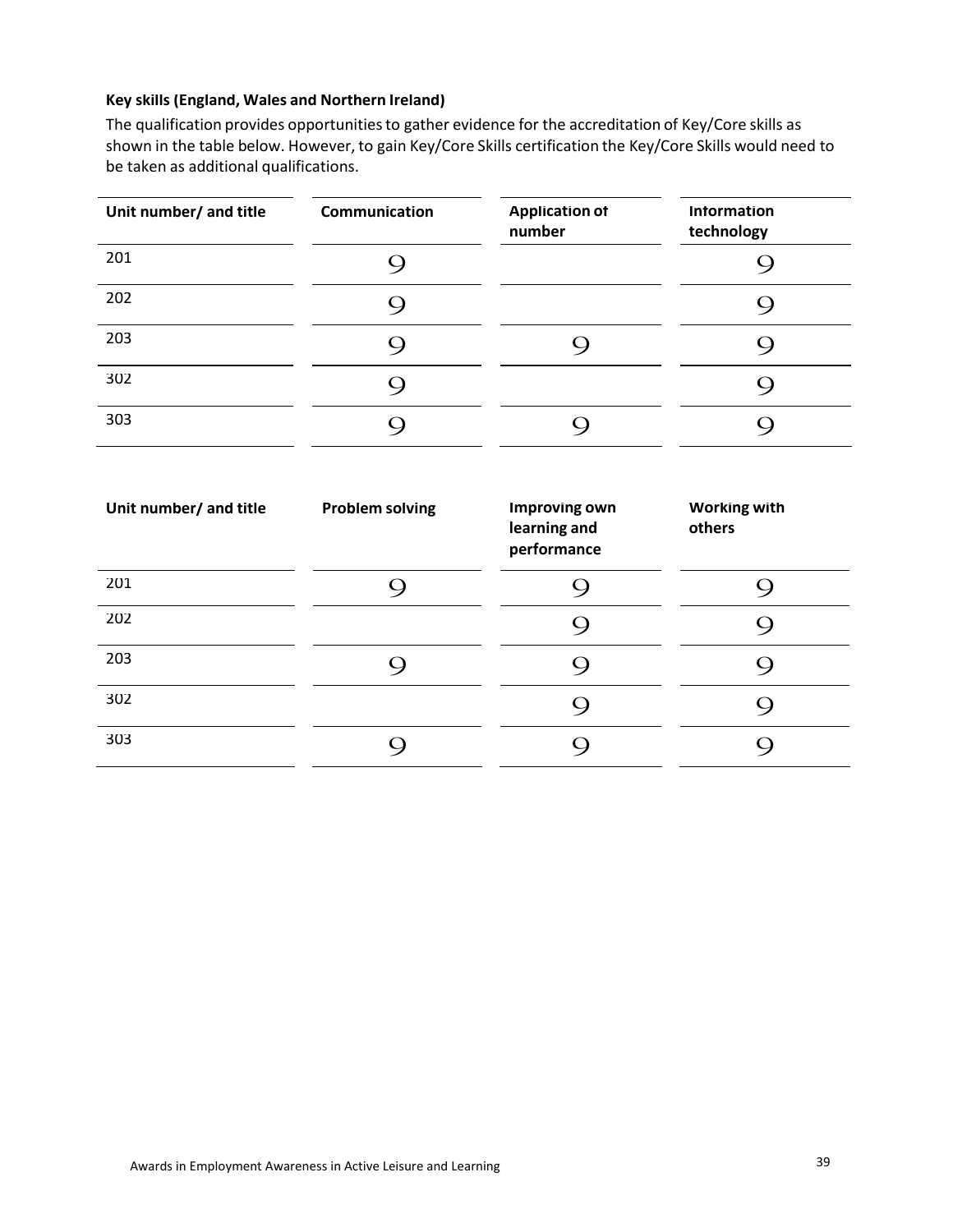**Key skills (England, Wales and Northern Ireland)**

The qualification provides opportunities to gather evidence for the accreditation of Key/Core skills as shown in the table below. However, to gain Key/Core Skills certification the Key/Core Skills would need to be taken as additional qualifications.

| Unit number/ and title | Communication | Application of number | Information technology |
|---|---|---|---|
| 201 | 9 | | 9 |
| 202 | 9 | | 9 |
| 203 | 9 | 9 | 9 |
| 302 | 9 | | 9 |
| 303 | 9 | 9 | 9 |

| Unit number/ and title | Problem solving | Improving own learning and performance | Working with others |
|---|---|---|---|
| 201 | 9 | 9 | 9 |
| 202 | | 9 | 9 |
| 203 | 9 | 9 | 9 |
| 302 | | 9 | 9 |
| 303 | 9 | 9 | 9 |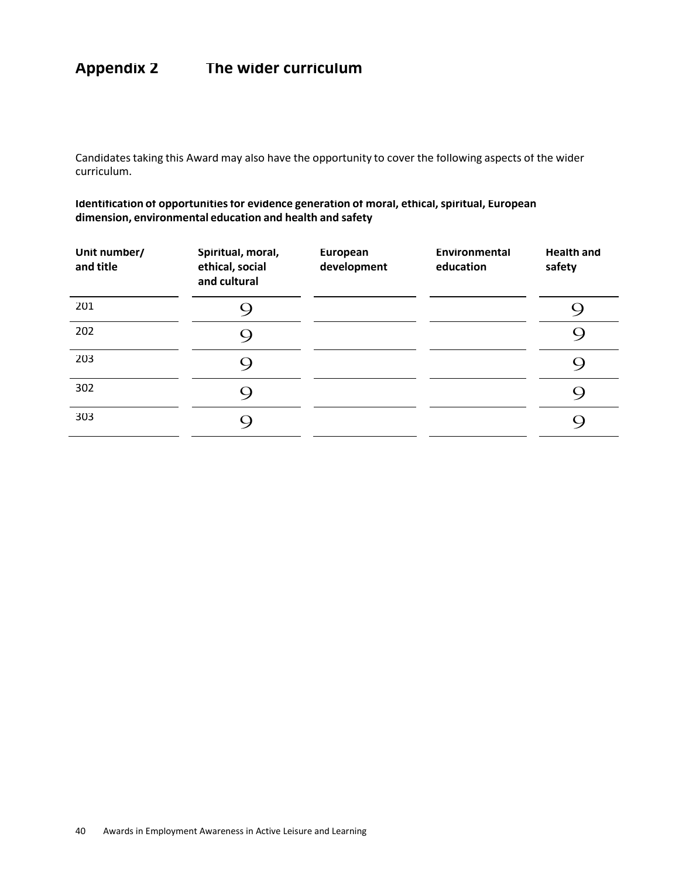# Appendix 2 The wider curriculum

Candidates taking this Award may also have the opportunity to cover the following aspects of the wider curriculum.

**Identification of opportunities for evidence generation of moral, ethical, spiritual, European dimension, environmental education and health and safety**

| Unit number/ and title | Spiritual, moral, ethical, social and cultural | European development | Environmental education | Health and safety |
|---|---|---|---|---|
| 201 | 9 | | | 9 |
| 202 | 9 | | | 9 |
| 203 | 9 | | | 9 |
| 302 | 9 | | | 9 |
| 303 | 9 | | | 9 |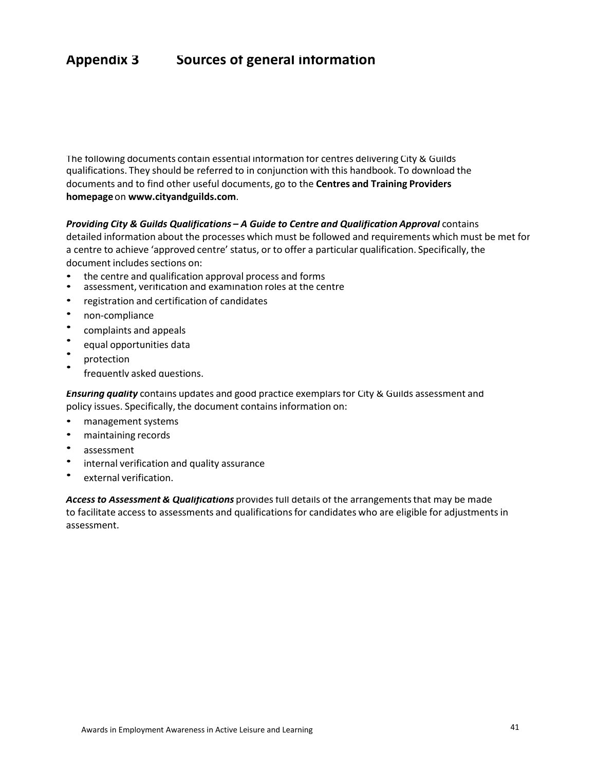# Appendix 3 Sources of general information

The following documents contain essential information for centres delivering City & Guilds qualifications. They should be referred to in conjunction with this handbook. To download the documents and to find other useful documents, go to the **Centres and Training Providers homepage** on **www.cityandguilds.com**.

***Providing City & Guilds Qualifications – A Guide to Centre and Qualification Approval*** contains detailed information about the processes which must be followed and requirements which must be met for a centre to achieve 'approved centre' status, or to offer a particular qualification. Specifically, the document includes sections on:

- the centre and qualification approval process and forms
- assessment, verification and examination roles at the centre
- registration and certification of candidates
- non-compliance
- complaints and appeals
- equal opportunities data
- protection
- frequently asked questions.

***Ensuring quality*** contains updates and good practice exemplars for City & Guilds assessment and policy issues. Specifically, the document contains information on:

- management systems
- maintaining records
- assessment
- internal verification and quality assurance
- external verification.

***Access to Assessment & Qualifications*** provides full details of the arrangements that may be made to facilitate access to assessments and qualifications for candidates who are eligible for adjustments in assessment.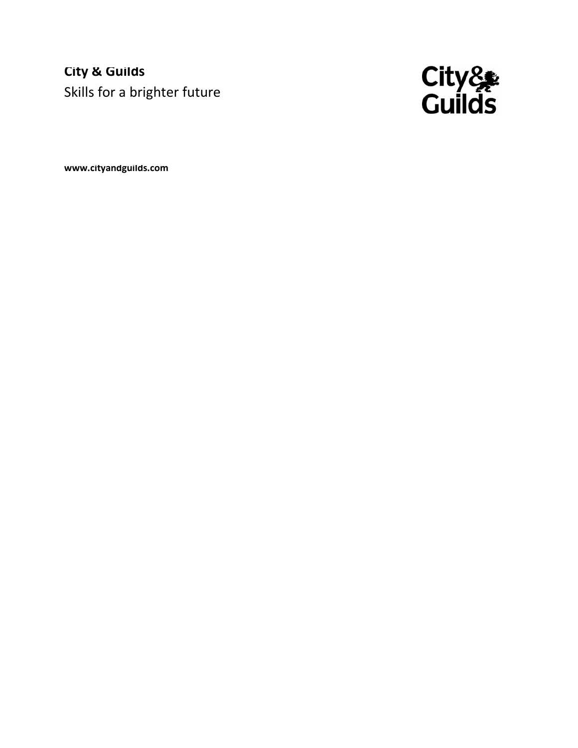**City & Guilds**

Skills for a brighter future

**www.cityandguilds.com**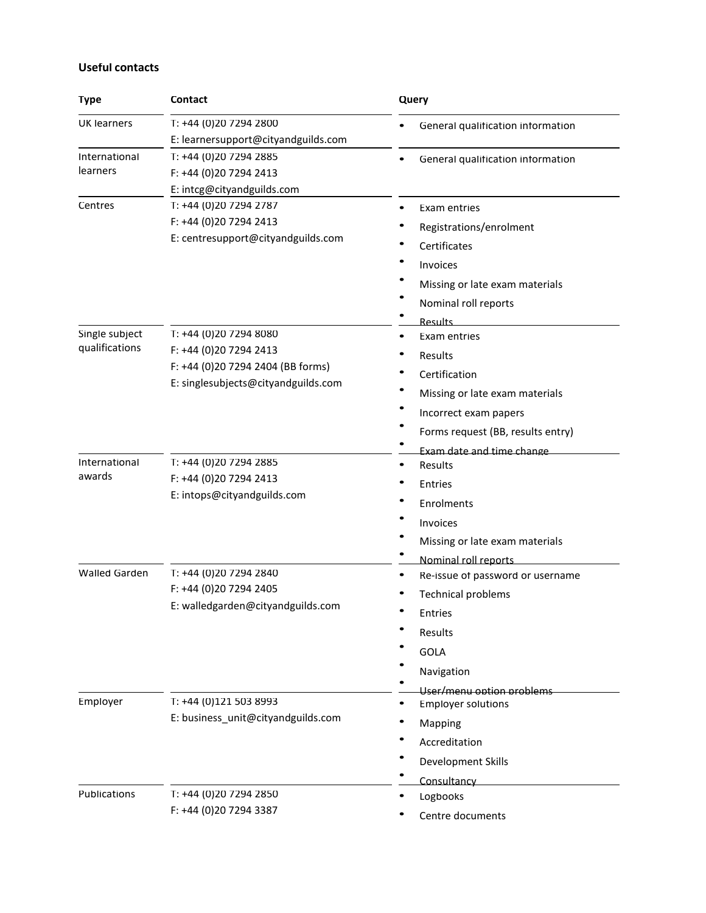**Useful contacts**

| Type | Contact | Query |
|---|---|---|
| UK learners | T: +44 (0)20 7294 2800<br>E: learnersupport@cityandguilds.com | • General qualification information |
| International learners | T: +44 (0)20 7294 2885<br>F: +44 (0)20 7294 2413<br>E: intcg@cityandguilds.com | • General qualification information |
| Centres | T: +44 (0)20 7294 2787<br>F: +44 (0)20 7294 2413<br>E: centresupport@cityandguilds.com | • Exam entries<br>• Registrations/enrolment<br>• Certificates<br>• Invoices<br>• Missing or late exam materials<br>• Nominal roll reports<br>• Results |
| Single subject qualifications | T: +44 (0)20 7294 8080<br>F: +44 (0)20 7294 2413<br>F: +44 (0)20 7294 2404 (BB forms)<br>E: singlesubjects@cityandguilds.com | • Exam entries<br>• Results<br>• Certification<br>• Missing or late exam materials<br>• Incorrect exam papers<br>• Forms request (BB, results entry)<br>• Exam date and time change |
| International awards | T: +44 (0)20 7294 2885<br>F: +44 (0)20 7294 2413<br>E: intops@cityandguilds.com | • Results<br>• Entries<br>• Enrolments<br>• Invoices<br>• Missing or late exam materials<br>• Nominal roll reports |
| Walled Garden | T: +44 (0)20 7294 2840<br>F: +44 (0)20 7294 2405<br>E: walledgarden@cityandguilds.com | • Re-issue of password or username<br>• Technical problems<br>• Entries<br>• Results<br>• GOLA<br>• Navigation<br>• User/menu option problems |
| Employer | T: +44 (0)121 503 8993<br>E: business_unit@cityandguilds.com | • Employer solutions<br>• Mapping<br>• Accreditation<br>• Development Skills<br>• Consultancy |
| Publications | T: +44 (0)20 7294 2850<br>F: +44 (0)20 7294 3387 | • Logbooks<br>• Centre documents |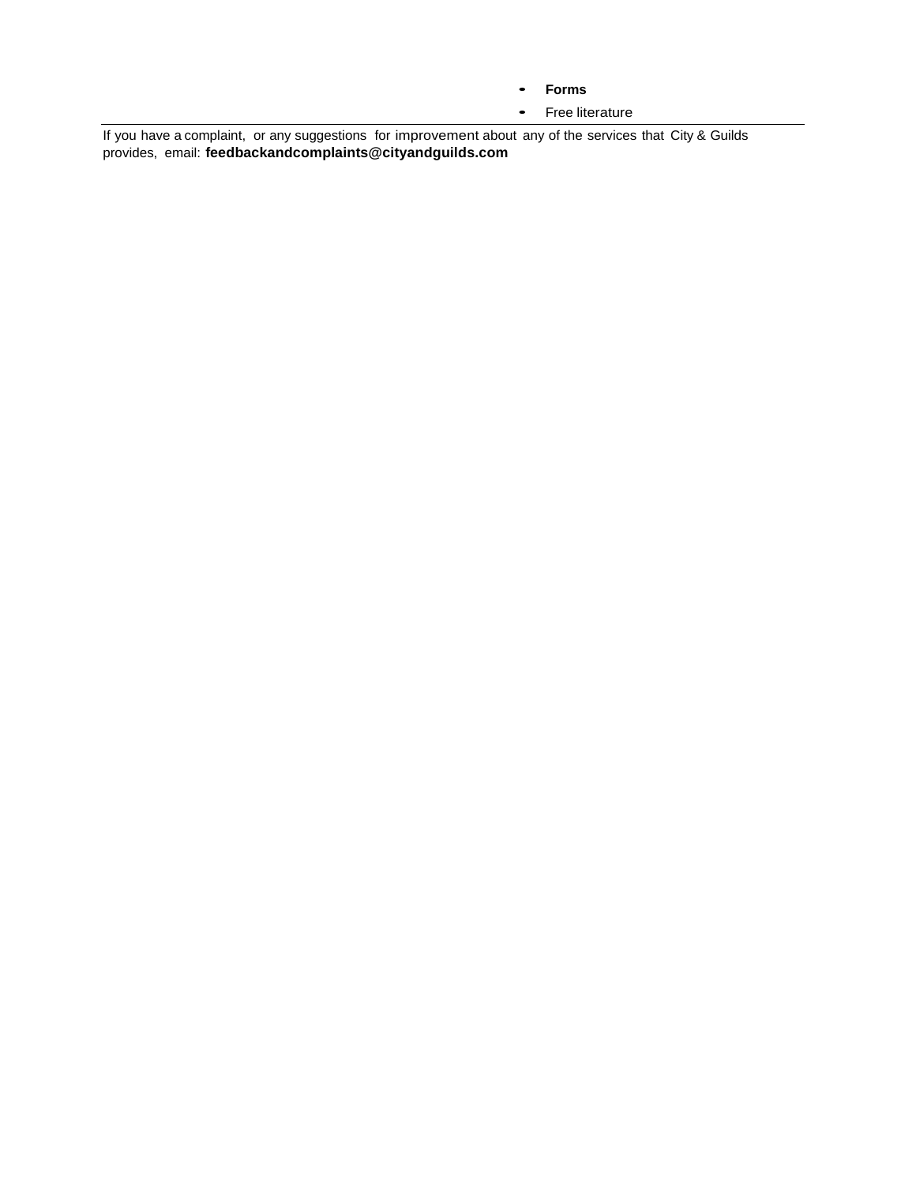- **Forms**
- Free literature

---

If you have a complaint, or any suggestions for improvement about any of the services that City & Guilds provides, email: **feedbackandcomplaints@cityandguilds.com**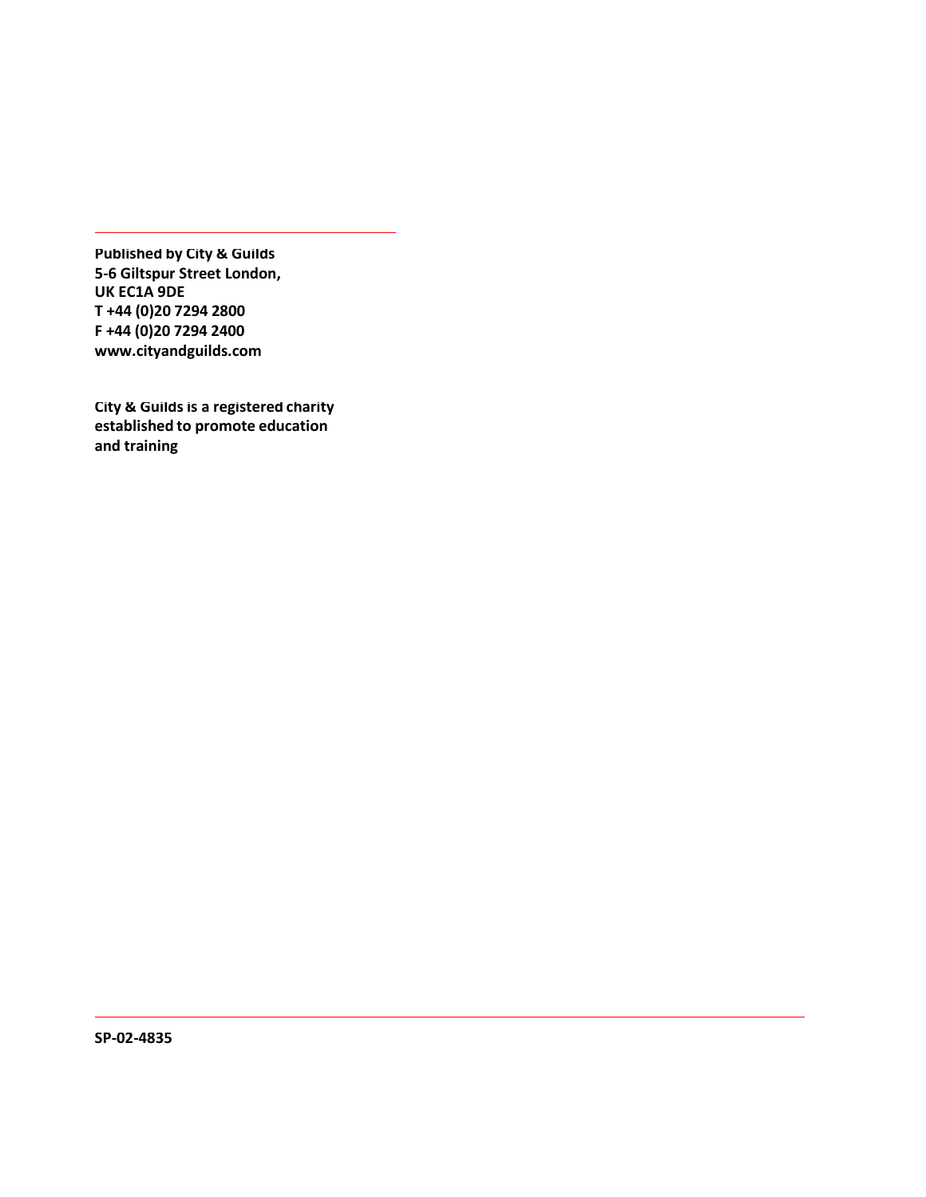**Published by City & Guilds**
**5-6 Giltspur Street London,**
**UK EC1A 9DE**
**T +44 (0)20 7294 2800**
**F +44 (0)20 7294 2400**
**www.cityandguilds.com**

**City & Guilds is a registered charity**
**established to promote education**
**and training**

**SP-02-4835**